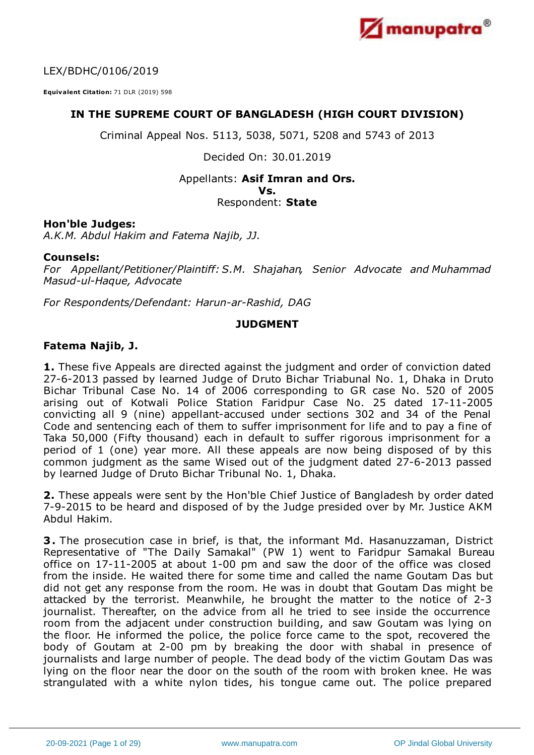LEX/BDHC/0106/2019

**Equivalent Citation:** 71 DLR (2019) 598

### IN THE SUPREME COURT OF BANGLADESH (HIGH COURT DIVISION)

Criminal Appeal Nos. 5113, 5038, 5071, 5208 and 5743 of 2013

Decided On: 30.01.2019

Appellants: **Asif Imran and Ors.**
**Vs.**
Respondent: **State**

**Hon'ble Judges:**
*A.K.M. Abdul Hakim and Fatema Najib, JJ.*

**Counsels:**
*For Appellant/Petitioner/Plaintiff: S.M. Shajahan, Senior Advocate and Muhammad Masud-ul-Haque, Advocate*

*For Respondents/Defendant: Harun-ar-Rashid, DAG*

### JUDGMENT

**Fatema Najib, J.**

**1.** These five Appeals are directed against the judgment and order of conviction dated 27-6-2013 passed by learned Judge of Druto Bichar Triabunal No. 1, Dhaka in Druto Bichar Tribunal Case No. 14 of 2006 corresponding to GR case No. 520 of 2005 arising out of Kotwali Police Station Faridpur Case No. 25 dated 17-11-2005 convicting all 9 (nine) appellant-accused under sections 302 and 34 of the Penal Code and sentencing each of them to suffer imprisonment for life and to pay a fine of Taka 50,000 (Fifty thousand) each in default to suffer rigorous imprisonment for a period of 1 (one) year more. All these appeals are now being disposed of by this common judgment as the same Wised out of the judgment dated 27-6-2013 passed by learned Judge of Druto Bichar Tribunal No. 1, Dhaka.

**2.** These appeals were sent by the Hon'ble Chief Justice of Bangladesh by order dated 7-9-2015 to be heard and disposed of by the Judge presided over by Mr. Justice AKM Abdul Hakim.

**3.** The prosecution case in brief, is that, the informant Md. Hasanuzzaman, District Representative of "The Daily Samakal" (PW 1) went to Faridpur Samakal Bureau office on 17-11-2005 at about 1-00 pm and saw the door of the office was closed from the inside. He waited there for some time and called the name Goutam Das but did not get any response from the room. He was in doubt that Goutam Das might be attacked by the terrorist. Meanwhile, he brought the matter to the notice of 2-3 journalist. Thereafter, on the advice from all he tried to see inside the occurrence room from the adjacent under construction building, and saw Goutam was lying on the floor. He informed the police, the police force came to the spot, recovered the body of Goutam at 2-00 pm by breaking the door with shabal in presence of journalists and large number of people. The dead body of the victim Goutam Das was lying on the floor near the door on the south of the room with broken knee. He was strangulated with a white nylon tides, his tongue came out. The police prepared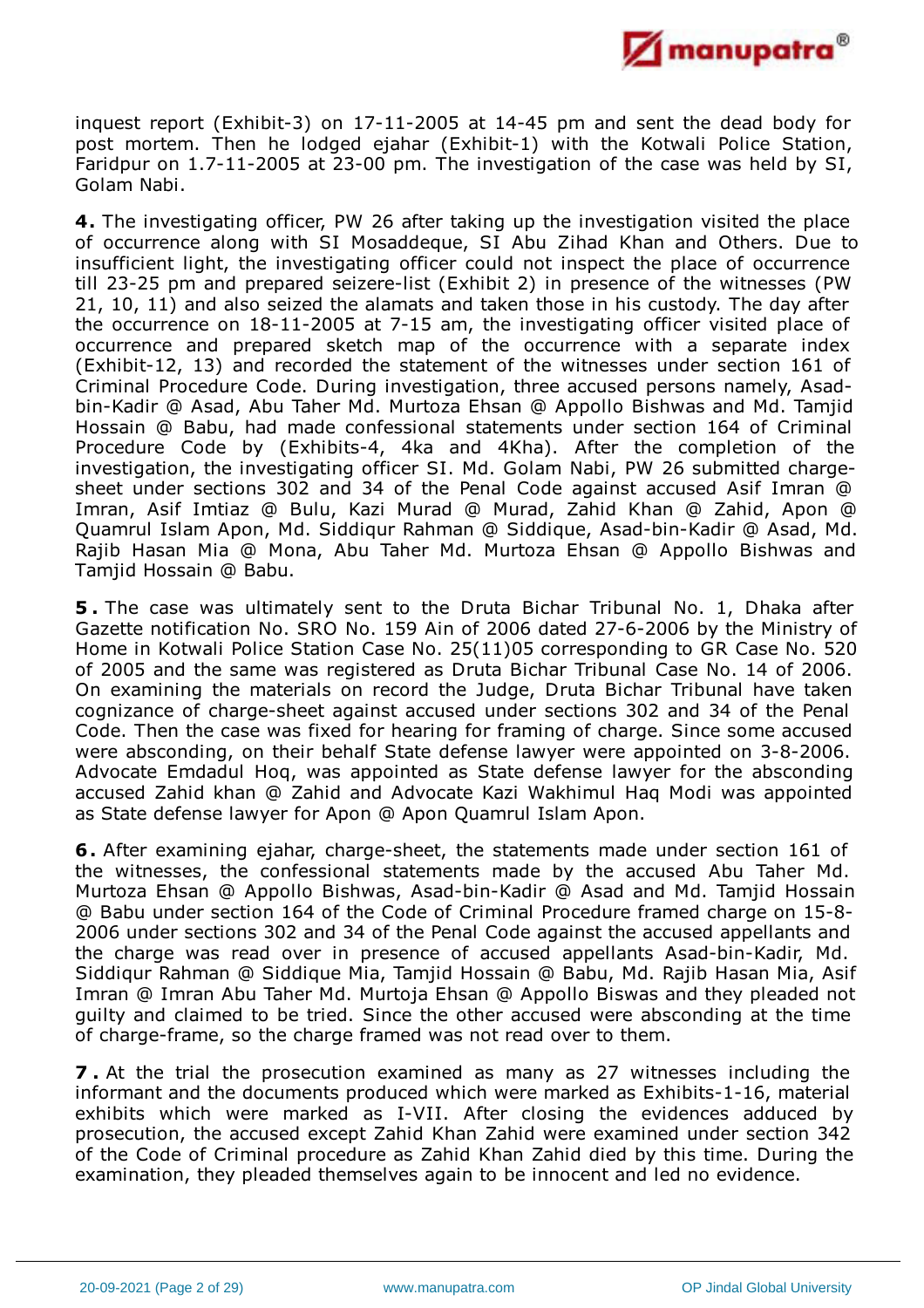inquest report (Exhibit-3) on 17-11-2005 at 14-45 pm and sent the dead body for post mortem. Then he lodged ejahar (Exhibit-1) with the Kotwali Police Station, Faridpur on 1.7-11-2005 at 23-00 pm. The investigation of the case was held by SI, Golam Nabi.

**4.** The investigating officer, PW 26 after taking up the investigation visited the place of occurrence along with SI Mosaddeque, SI Abu Zihad Khan and Others. Due to insufficient light, the investigating officer could not inspect the place of occurrence till 23-25 pm and prepared seizere-list (Exhibit 2) in presence of the witnesses (PW 21, 10, 11) and also seized the alamats and taken those in his custody. The day after the occurrence on 18-11-2005 at 7-15 am, the investigating officer visited place of occurrence and prepared sketch map of the occurrence with a separate index (Exhibit-12, 13) and recorded the statement of the witnesses under section 161 of Criminal Procedure Code. During investigation, three accused persons namely, Asad-bin-Kadir @ Asad, Abu Taher Md. Murtoza Ehsan @ Appollo Bishwas and Md. Tamjid Hossain @ Babu, had made confessional statements under section 164 of Criminal Procedure Code by (Exhibits-4, 4ka and 4Kha). After the completion of the investigation, the investigating officer SI. Md. Golam Nabi, PW 26 submitted charge-sheet under sections 302 and 34 of the Penal Code against accused Asif Imran @ Imran, Asif Imtiaz @ Bulu, Kazi Murad @ Murad, Zahid Khan @ Zahid, Apon @ Quamrul Islam Apon, Md. Siddiqur Rahman @ Siddique, Asad-bin-Kadir @ Asad, Md. Rajib Hasan Mia @ Mona, Abu Taher Md. Murtoza Ehsan @ Appollo Bishwas and Tamjid Hossain @ Babu.

**5.** The case was ultimately sent to the Druta Bichar Tribunal No. 1, Dhaka after Gazette notification No. SRO No. 159 Ain of 2006 dated 27-6-2006 by the Ministry of Home in Kotwali Police Station Case No. 25(11)05 corresponding to GR Case No. 520 of 2005 and the same was registered as Druta Bichar Tribunal Case No. 14 of 2006. On examining the materials on record the Judge, Druta Bichar Tribunal have taken cognizance of charge-sheet against accused under sections 302 and 34 of the Penal Code. Then the case was fixed for hearing for framing of charge. Since some accused were absconding, on their behalf State defense lawyer were appointed on 3-8-2006. Advocate Emdadul Hoq, was appointed as State defense lawyer for the absconding accused Zahid khan @ Zahid and Advocate Kazi Wakhimul Haq Modi was appointed as State defense lawyer for Apon @ Apon Quamrul Islam Apon.

**6.** After examining ejahar, charge-sheet, the statements made under section 161 of the witnesses, the confessional statements made by the accused Abu Taher Md. Murtoza Ehsan @ Appollo Bishwas, Asad-bin-Kadir @ Asad and Md. Tamjid Hossain @ Babu under section 164 of the Code of Criminal Procedure framed charge on 15-8-2006 under sections 302 and 34 of the Penal Code against the accused appellants and the charge was read over in presence of accused appellants Asad-bin-Kadir, Md. Siddiqur Rahman @ Siddique Mia, Tamjid Hossain @ Babu, Md. Rajib Hasan Mia, Asif Imran @ Imran Abu Taher Md. Murtoja Ehsan @ Appollo Biswas and they pleaded not guilty and claimed to be tried. Since the other accused were absconding at the time of charge-frame, so the charge framed was not read over to them.

**7.** At the trial the prosecution examined as many as 27 witnesses including the informant and the documents produced which were marked as Exhibits-1-16, material exhibits which were marked as I-VII. After closing the evidences adduced by prosecution, the accused except Zahid Khan Zahid were examined under section 342 of the Code of Criminal procedure as Zahid Khan Zahid died by this time. During the examination, they pleaded themselves again to be innocent and led no evidence.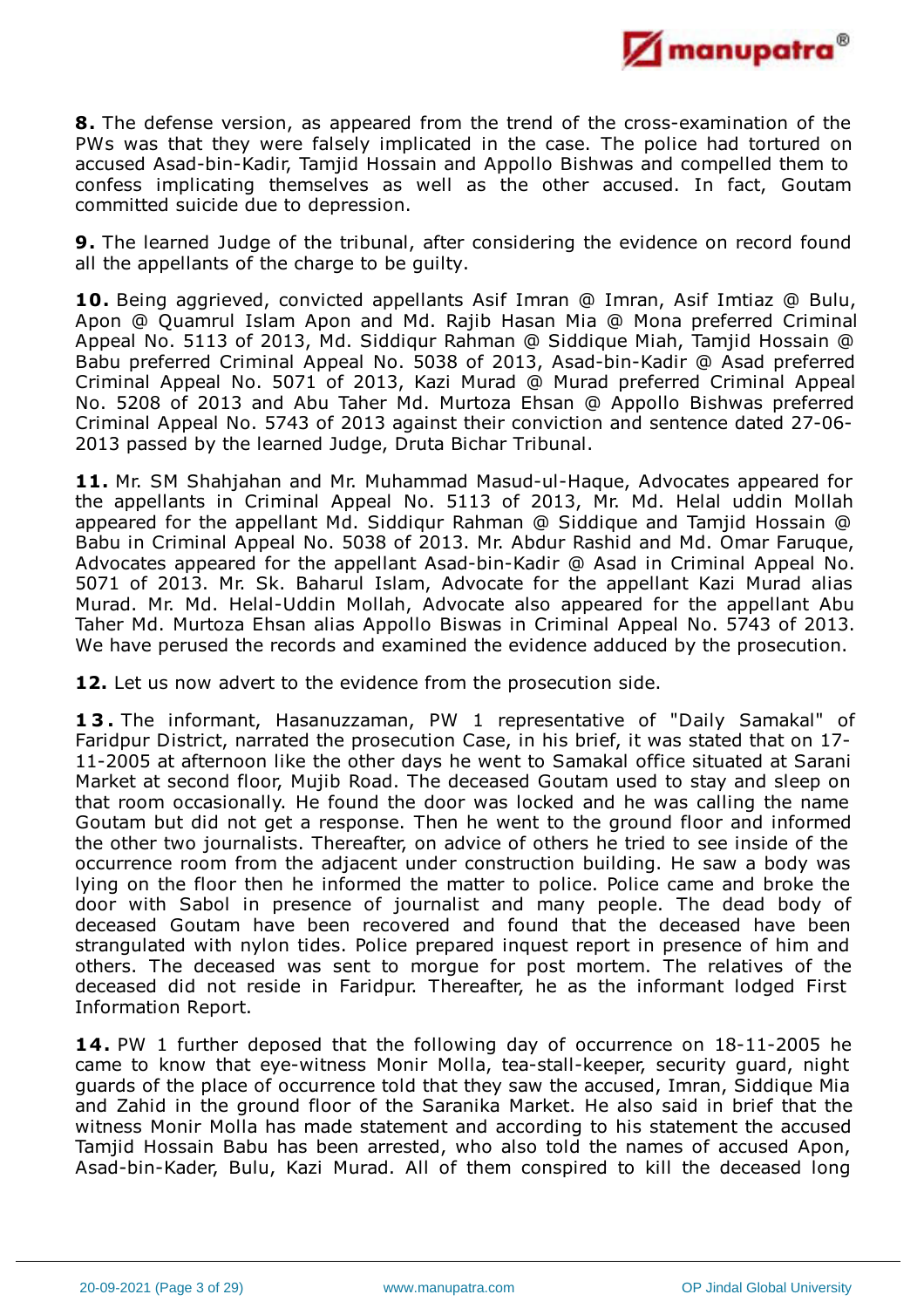**8.** The defense version, as appeared from the trend of the cross-examination of the PWs was that they were falsely implicated in the case. The police had tortured on accused Asad-bin-Kadir, Tamjid Hossain and Appollo Bishwas and compelled them to confess implicating themselves as well as the other accused. In fact, Goutam committed suicide due to depression.

**9.** The learned Judge of the tribunal, after considering the evidence on record found all the appellants of the charge to be guilty.

**10.** Being aggrieved, convicted appellants Asif Imran @ Imran, Asif Imtiaz @ Bulu, Apon @ Quamrul Islam Apon and Md. Rajib Hasan Mia @ Mona preferred Criminal Appeal No. 5113 of 2013, Md. Siddiqur Rahman @ Siddique Miah, Tamjid Hossain @ Babu preferred Criminal Appeal No. 5038 of 2013, Asad-bin-Kadir @ Asad preferred Criminal Appeal No. 5071 of 2013, Kazi Murad @ Murad preferred Criminal Appeal No. 5208 of 2013 and Abu Taher Md. Murtoza Ehsan @ Appollo Bishwas preferred Criminal Appeal No. 5743 of 2013 against their conviction and sentence dated 27-06-2013 passed by the learned Judge, Druta Bichar Tribunal.

**11.** Mr. SM Shahjahan and Mr. Muhammad Masud-ul-Haque, Advocates appeared for the appellants in Criminal Appeal No. 5113 of 2013, Mr. Md. Helal uddin Mollah appeared for the appellant Md. Siddiqur Rahman @ Siddique and Tamjid Hossain @ Babu in Criminal Appeal No. 5038 of 2013. Mr. Abdur Rashid and Md. Omar Faruque, Advocates appeared for the appellant Asad-bin-Kadir @ Asad in Criminal Appeal No. 5071 of 2013. Mr. Sk. Baharul Islam, Advocate for the appellant Kazi Murad alias Murad. Mr. Md. Helal-Uddin Mollah, Advocate also appeared for the appellant Abu Taher Md. Murtoza Ehsan alias Appollo Biswas in Criminal Appeal No. 5743 of 2013. We have perused the records and examined the evidence adduced by the prosecution.

**12.** Let us now advert to the evidence from the prosecution side.

**13.** The informant, Hasanuzzaman, PW 1 representative of "Daily Samakal" of Faridpur District, narrated the prosecution Case, in his brief, it was stated that on 17-11-2005 at afternoon like the other days he went to Samakal office situated at Sarani Market at second floor, Mujib Road. The deceased Goutam used to stay and sleep on that room occasionally. He found the door was locked and he was calling the name Goutam but did not get a response. Then he went to the ground floor and informed the other two journalists. Thereafter, on advice of others he tried to see inside of the occurrence room from the adjacent under construction building. He saw a body was lying on the floor then he informed the matter to police. Police came and broke the door with Sabol in presence of journalist and many people. The dead body of deceased Goutam have been recovered and found that the deceased have been strangulated with nylon tides. Police prepared inquest report in presence of him and others. The deceased was sent to morgue for post mortem. The relatives of the deceased did not reside in Faridpur. Thereafter, he as the informant lodged First Information Report.

**14.** PW 1 further deposed that the following day of occurrence on 18-11-2005 he came to know that eye-witness Monir Molla, tea-stall-keeper, security guard, night guards of the place of occurrence told that they saw the accused, Imran, Siddique Mia and Zahid in the ground floor of the Saranika Market. He also said in brief that the witness Monir Molla has made statement and according to his statement the accused Tamjid Hossain Babu has been arrested, who also told the names of accused Apon, Asad-bin-Kader, Bulu, Kazi Murad. All of them conspired to kill the deceased long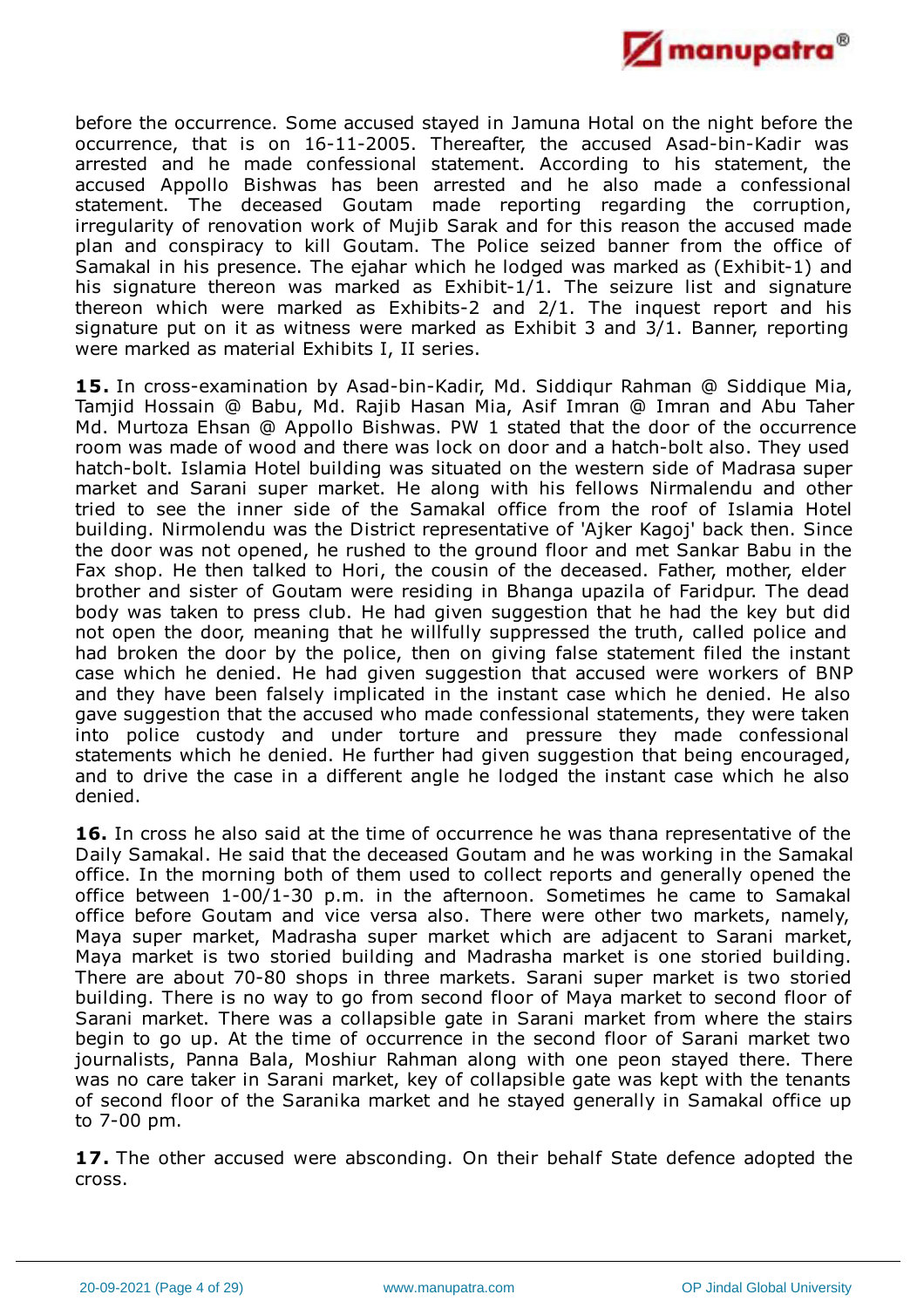before the occurrence. Some accused stayed in Jamuna Hotal on the night before the occurrence, that is on 16-11-2005. Thereafter, the accused Asad-bin-Kadir was arrested and he made confessional statement. According to his statement, the accused Appollo Bishwas has been arrested and he also made a confessional statement. The deceased Goutam made reporting regarding the corruption, irregularity of renovation work of Mujib Sarak and for this reason the accused made plan and conspiracy to kill Goutam. The Police seized banner from the office of Samakal in his presence. The ejahar which he lodged was marked as (Exhibit-1) and his signature thereon was marked as Exhibit-1/1. The seizure list and signature thereon which were marked as Exhibits-2 and 2/1. The inquest report and his signature put on it as witness were marked as Exhibit 3 and 3/1. Banner, reporting were marked as material Exhibits I, II series.

**15.** In cross-examination by Asad-bin-Kadir, Md. Siddiqur Rahman @ Siddique Mia, Tamjid Hossain @ Babu, Md. Rajib Hasan Mia, Asif Imran @ Imran and Abu Taher Md. Murtoza Ehsan @ Appollo Bishwas. PW 1 stated that the door of the occurrence room was made of wood and there was lock on door and a hatch-bolt also. They used hatch-bolt. Islamia Hotel building was situated on the western side of Madrasa super market and Sarani super market. He along with his fellows Nirmalendu and other tried to see the inner side of the Samakal office from the roof of Islamia Hotel building. Nirmolendu was the District representative of 'Ajker Kagoj' back then. Since the door was not opened, he rushed to the ground floor and met Sankar Babu in the Fax shop. He then talked to Hori, the cousin of the deceased. Father, mother, elder brother and sister of Goutam were residing in Bhanga upazila of Faridpur. The dead body was taken to press club. He had given suggestion that he had the key but did not open the door, meaning that he willfully suppressed the truth, called police and had broken the door by the police, then on giving false statement filed the instant case which he denied. He had given suggestion that accused were workers of BNP and they have been falsely implicated in the instant case which he denied. He also gave suggestion that the accused who made confessional statements, they were taken into police custody and under torture and pressure they made confessional statements which he denied. He further had given suggestion that being encouraged, and to drive the case in a different angle he lodged the instant case which he also denied.

**16.** In cross he also said at the time of occurrence he was thana representative of the Daily Samakal. He said that the deceased Goutam and he was working in the Samakal office. In the morning both of them used to collect reports and generally opened the office between 1-00/1-30 p.m. in the afternoon. Sometimes he came to Samakal office before Goutam and vice versa also. There were other two markets, namely, Maya super market, Madrasha super market which are adjacent to Sarani market, Maya market is two storied building and Madrasha market is one storied building. There are about 70-80 shops in three markets. Sarani super market is two storied building. There is no way to go from second floor of Maya market to second floor of Sarani market. There was a collapsible gate in Sarani market from where the stairs begin to go up. At the time of occurrence in the second floor of Sarani market two journalists, Panna Bala, Moshiur Rahman along with one peon stayed there. There was no care taker in Sarani market, key of collapsible gate was kept with the tenants of second floor of the Saranika market and he stayed generally in Samakal office up to 7-00 pm.

**17.** The other accused were absconding. On their behalf State defence adopted the cross.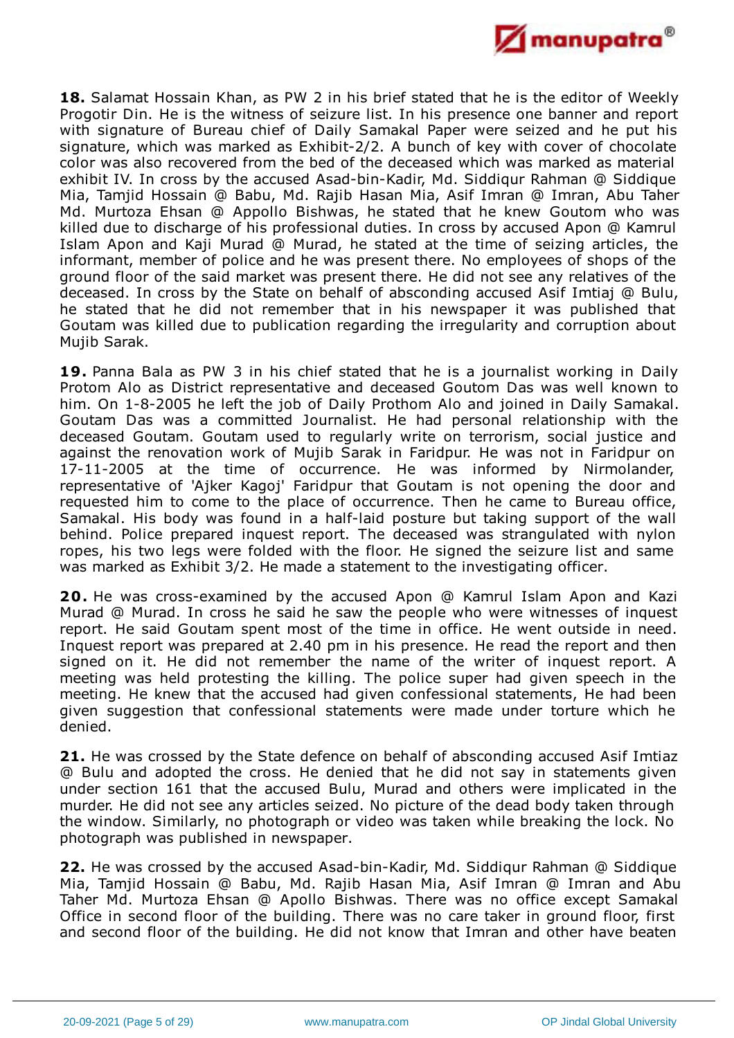**18.** Salamat Hossain Khan, as PW 2 in his brief stated that he is the editor of Weekly Progotir Din. He is the witness of seizure list. In his presence one banner and report with signature of Bureau chief of Daily Samakal Paper were seized and he put his signature, which was marked as Exhibit-2/2. A bunch of key with cover of chocolate color was also recovered from the bed of the deceased which was marked as material exhibit IV. In cross by the accused Asad-bin-Kadir, Md. Siddiqur Rahman @ Siddique Mia, Tamjid Hossain @ Babu, Md. Rajib Hasan Mia, Asif Imran @ Imran, Abu Taher Md. Murtoza Ehsan @ Appollo Bishwas, he stated that he knew Goutom who was killed due to discharge of his professional duties. In cross by accused Apon @ Kamrul Islam Apon and Kaji Murad @ Murad, he stated at the time of seizing articles, the informant, member of police and he was present there. No employees of shops of the ground floor of the said market was present there. He did not see any relatives of the deceased. In cross by the State on behalf of absconding accused Asif Imtiaj @ Bulu, he stated that he did not remember that in his newspaper it was published that Goutam was killed due to publication regarding the irregularity and corruption about Mujib Sarak.

**19.** Panna Bala as PW 3 in his chief stated that he is a journalist working in Daily Protom Alo as District representative and deceased Goutom Das was well known to him. On 1-8-2005 he left the job of Daily Prothom Alo and joined in Daily Samakal. Goutam Das was a committed Journalist. He had personal relationship with the deceased Goutam. Goutam used to regularly write on terrorism, social justice and against the renovation work of Mujib Sarak in Faridpur. He was not in Faridpur on 17-11-2005 at the time of occurrence. He was informed by Nirmolander, representative of 'Ajker Kagoj' Faridpur that Goutam is not opening the door and requested him to come to the place of occurrence. Then he came to Bureau office, Samakal. His body was found in a half-laid posture but taking support of the wall behind. Police prepared inquest report. The deceased was strangulated with nylon ropes, his two legs were folded with the floor. He signed the seizure list and same was marked as Exhibit 3/2. He made a statement to the investigating officer.

**20.** He was cross-examined by the accused Apon @ Kamrul Islam Apon and Kazi Murad @ Murad. In cross he said he saw the people who were witnesses of inquest report. He said Goutam spent most of the time in office. He went outside in need. Inquest report was prepared at 2.40 pm in his presence. He read the report and then signed on it. He did not remember the name of the writer of inquest report. A meeting was held protesting the killing. The police super had given speech in the meeting. He knew that the accused had given confessional statements, He had been given suggestion that confessional statements were made under torture which he denied.

**21.** He was crossed by the State defence on behalf of absconding accused Asif Imtiaz @ Bulu and adopted the cross. He denied that he did not say in statements given under section 161 that the accused Bulu, Murad and others were implicated in the murder. He did not see any articles seized. No picture of the dead body taken through the window. Similarly, no photograph or video was taken while breaking the lock. No photograph was published in newspaper.

**22.** He was crossed by the accused Asad-bin-Kadir, Md. Siddiqur Rahman @ Siddique Mia, Tamjid Hossain @ Babu, Md. Rajib Hasan Mia, Asif Imran @ Imran and Abu Taher Md. Murtoza Ehsan @ Apollo Bishwas. There was no office except Samakal Office in second floor of the building. There was no care taker in ground floor, first and second floor of the building. He did not know that Imran and other have beaten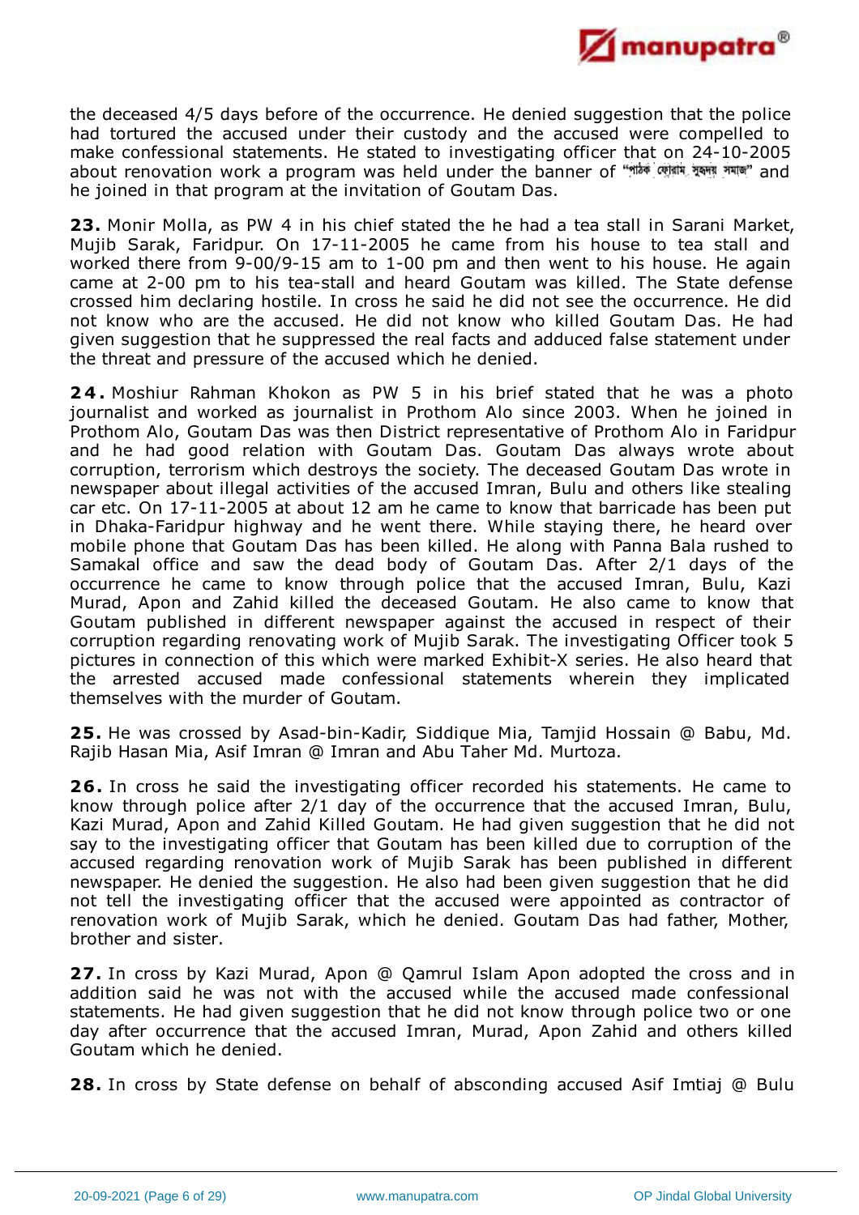the deceased 4/5 days before of the occurrence. He denied suggestion that the police had tortured the accused under their custody and the accused were compelled to make confessional statements. He stated to investigating officer that on 24-10-2005 about renovation work a program was held under the banner of "পাঠক ফোরাম সুহৃদয় সমাজ" and he joined in that program at the invitation of Goutam Das.

**23.** Monir Molla, as PW 4 in his chief stated the he had a tea stall in Sarani Market, Mujib Sarak, Faridpur. On 17-11-2005 he came from his house to tea stall and worked there from 9-00/9-15 am to 1-00 pm and then went to his house. He again came at 2-00 pm to his tea-stall and heard Goutam was killed. The State defense crossed him declaring hostile. In cross he said he did not see the occurrence. He did not know who are the accused. He did not know who killed Goutam Das. He had given suggestion that he suppressed the real facts and adduced false statement under the threat and pressure of the accused which he denied.

**24.** Moshiur Rahman Khokon as PW 5 in his brief stated that he was a photo journalist and worked as journalist in Prothom Alo since 2003. When he joined in Prothom Alo, Goutam Das was then District representative of Prothom Alo in Faridpur and he had good relation with Goutam Das. Goutam Das always wrote about corruption, terrorism which destroys the society. The deceased Goutam Das wrote in newspaper about illegal activities of the accused Imran, Bulu and others like stealing car etc. On 17-11-2005 at about 12 am he came to know that barricade has been put in Dhaka-Faridpur highway and he went there. While staying there, he heard over mobile phone that Goutam Das has been killed. He along with Panna Bala rushed to Samakal office and saw the dead body of Goutam Das. After 2/1 days of the occurrence he came to know through police that the accused Imran, Bulu, Kazi Murad, Apon and Zahid killed the deceased Goutam. He also came to know that Goutam published in different newspaper against the accused in respect of their corruption regarding renovating work of Mujib Sarak. The investigating Officer took 5 pictures in connection of this which were marked Exhibit-X series. He also heard that the arrested accused made confessional statements wherein they implicated themselves with the murder of Goutam.

**25.** He was crossed by Asad-bin-Kadir, Siddique Mia, Tamjid Hossain @ Babu, Md. Rajib Hasan Mia, Asif Imran @ Imran and Abu Taher Md. Murtoza.

**26.** In cross he said the investigating officer recorded his statements. He came to know through police after 2/1 day of the occurrence that the accused Imran, Bulu, Kazi Murad, Apon and Zahid Killed Goutam. He had given suggestion that he did not say to the investigating officer that Goutam has been killed due to corruption of the accused regarding renovation work of Mujib Sarak has been published in different newspaper. He denied the suggestion. He also had been given suggestion that he did not tell the investigating officer that the accused were appointed as contractor of renovation work of Mujib Sarak, which he denied. Goutam Das had father, Mother, brother and sister.

**27.** In cross by Kazi Murad, Apon @ Qamrul Islam Apon adopted the cross and in addition said he was not with the accused while the accused made confessional statements. He had given suggestion that he did not know through police two or one day after occurrence that the accused Imran, Murad, Apon Zahid and others killed Goutam which he denied.

**28.** In cross by State defense on behalf of absconding accused Asif Imtiaj @ Bulu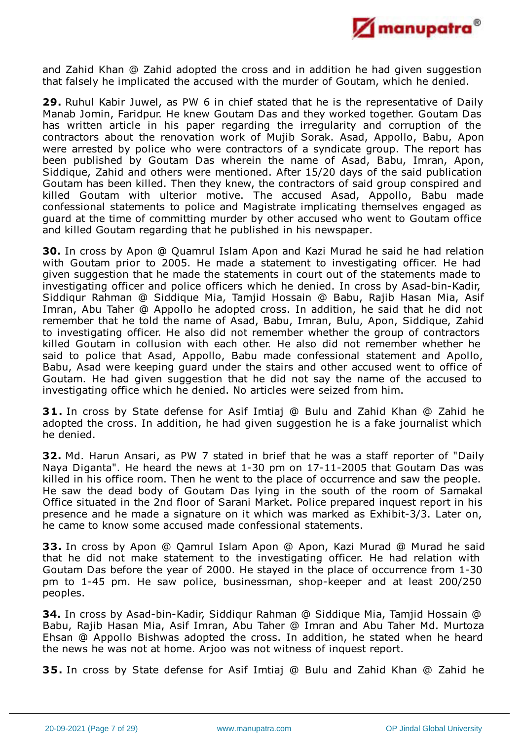and Zahid Khan @ Zahid adopted the cross and in addition he had given suggestion that falsely he implicated the accused with the murder of Goutam, which he denied.

**29.** Ruhul Kabir Juwel, as PW 6 in chief stated that he is the representative of Daily Manab Jomin, Faridpur. He knew Goutam Das and they worked together. Goutam Das has written article in his paper regarding the irregularity and corruption of the contractors about the renovation work of Mujib Sorak. Asad, Appollo, Babu, Apon were arrested by police who were contractors of a syndicate group. The report has been published by Goutam Das wherein the name of Asad, Babu, Imran, Apon, Siddique, Zahid and others were mentioned. After 15/20 days of the said publication Goutam has been killed. Then they knew, the contractors of said group conspired and killed Goutam with ulterior motive. The accused Asad, Appollo, Babu made confessional statements to police and Magistrate implicating themselves engaged as guard at the time of committing murder by other accused who went to Goutam office and killed Goutam regarding that he published in his newspaper.

**30.** In cross by Apon @ Quamrul Islam Apon and Kazi Murad he said he had relation with Goutam prior to 2005. He made a statement to investigating officer. He had given suggestion that he made the statements in court out of the statements made to investigating officer and police officers which he denied. In cross by Asad-bin-Kadir, Siddiqur Rahman @ Siddique Mia, Tamjid Hossain @ Babu, Rajib Hasan Mia, Asif Imran, Abu Taher @ Appollo he adopted cross. In addition, he said that he did not remember that he told the name of Asad, Babu, Imran, Bulu, Apon, Siddique, Zahid to investigating officer. He also did not remember whether the group of contractors killed Goutam in collusion with each other. He also did not remember whether he said to police that Asad, Appollo, Babu made confessional statement and Apollo, Babu, Asad were keeping guard under the stairs and other accused went to office of Goutam. He had given suggestion that he did not say the name of the accused to investigating office which he denied. No articles were seized from him.

**31.** In cross by State defense for Asif Imtiaj @ Bulu and Zahid Khan @ Zahid he adopted the cross. In addition, he had given suggestion he is a fake journalist which he denied.

**32.** Md. Harun Ansari, as PW 7 stated in brief that he was a staff reporter of "Daily Naya Diganta". He heard the news at 1-30 pm on 17-11-2005 that Goutam Das was killed in his office room. Then he went to the place of occurrence and saw the people. He saw the dead body of Goutam Das lying in the south of the room of Samakal Office situated in the 2nd floor of Sarani Market. Police prepared inquest report in his presence and he made a signature on it which was marked as Exhibit-3/3. Later on, he came to know some accused made confessional statements.

**33.** In cross by Apon @ Qamrul Islam Apon @ Apon, Kazi Murad @ Murad he said that he did not make statement to the investigating officer. He had relation with Goutam Das before the year of 2000. He stayed in the place of occurrence from 1-30 pm to 1-45 pm. He saw police, businessman, shop-keeper and at least 200/250 peoples.

**34.** In cross by Asad-bin-Kadir, Siddiqur Rahman @ Siddique Mia, Tamjid Hossain @ Babu, Rajib Hasan Mia, Asif Imran, Abu Taher @ Imran and Abu Taher Md. Murtoza Ehsan @ Appollo Bishwas adopted the cross. In addition, he stated when he heard the news he was not at home. Arjoo was not witness of inquest report.

**35.** In cross by State defense for Asif Imtiaj @ Bulu and Zahid Khan @ Zahid he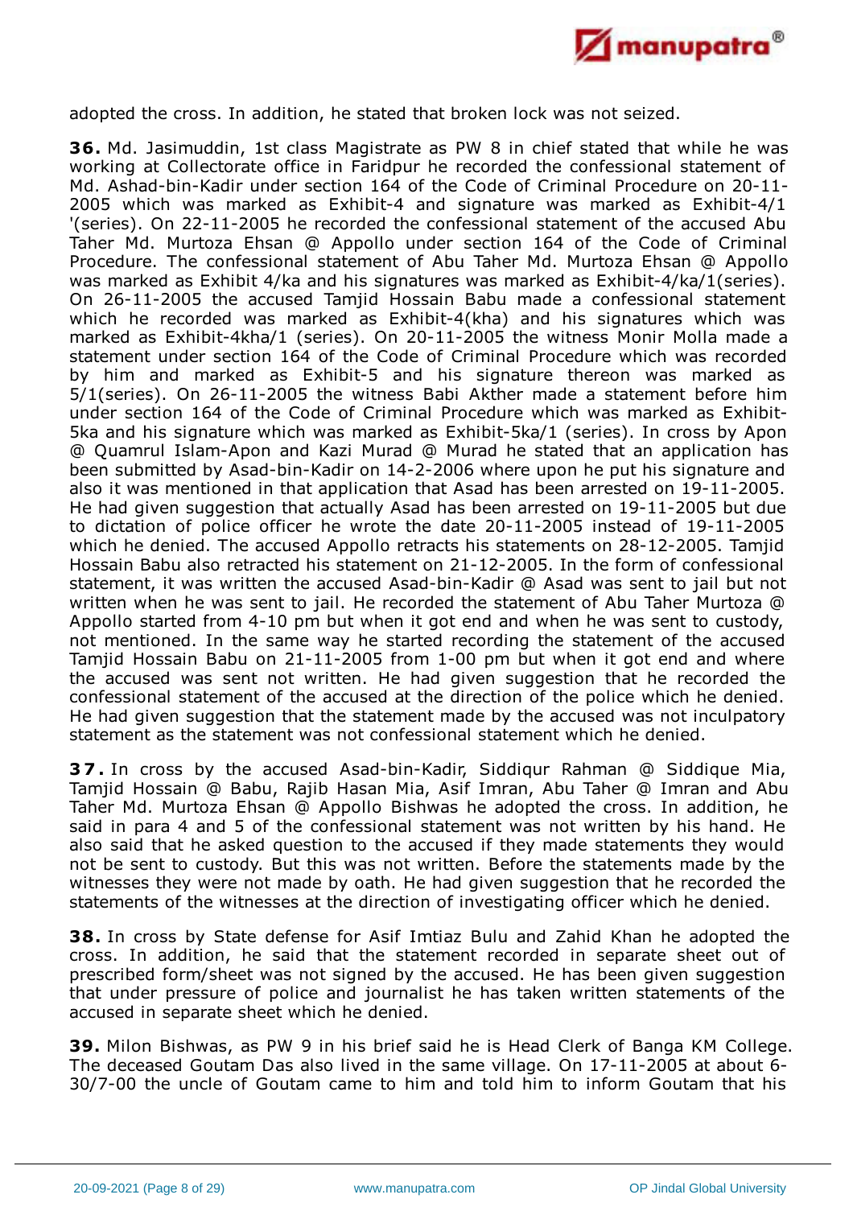adopted the cross. In addition, he stated that broken lock was not seized.

**36.** Md. Jasimuddin, 1st class Magistrate as PW 8 in chief stated that while he was working at Collectorate office in Faridpur he recorded the confessional statement of Md. Ashad-bin-Kadir under section 164 of the Code of Criminal Procedure on 20-11-2005 which was marked as Exhibit-4 and signature was marked as Exhibit-4/1 '(series). On 22-11-2005 he recorded the confessional statement of the accused Abu Taher Md. Murtoza Ehsan @ Appollo under section 164 of the Code of Criminal Procedure. The confessional statement of Abu Taher Md. Murtoza Ehsan @ Appollo was marked as Exhibit 4/ka and his signatures was marked as Exhibit-4/ka/1(series). On 26-11-2005 the accused Tamjid Hossain Babu made a confessional statement which he recorded was marked as Exhibit-4(kha) and his signatures which was marked as Exhibit-4kha/1 (series). On 20-11-2005 the witness Monir Molla made a statement under section 164 of the Code of Criminal Procedure which was recorded by him and marked as Exhibit-5 and his signature thereon was marked as 5/1(series). On 26-11-2005 the witness Babi Akther made a statement before him under section 164 of the Code of Criminal Procedure which was marked as Exhibit-5ka and his signature which was marked as Exhibit-5ka/1 (series). In cross by Apon @ Quamrul Islam-Apon and Kazi Murad @ Murad he stated that an application has been submitted by Asad-bin-Kadir on 14-2-2006 where upon he put his signature and also it was mentioned in that application that Asad has been arrested on 19-11-2005. He had given suggestion that actually Asad has been arrested on 19-11-2005 but due to dictation of police officer he wrote the date 20-11-2005 instead of 19-11-2005 which he denied. The accused Appollo retracts his statements on 28-12-2005. Tamjid Hossain Babu also retracted his statement on 21-12-2005. In the form of confessional statement, it was written the accused Asad-bin-Kadir @ Asad was sent to jail but not written when he was sent to jail. He recorded the statement of Abu Taher Murtoza @ Appollo started from 4-10 pm but when it got end and when he was sent to custody, not mentioned. In the same way he started recording the statement of the accused Tamjid Hossain Babu on 21-11-2005 from 1-00 pm but when it got end and where the accused was sent not written. He had given suggestion that he recorded the confessional statement of the accused at the direction of the police which he denied. He had given suggestion that the statement made by the accused was not inculpatory statement as the statement was not confessional statement which he denied.

**37.** In cross by the accused Asad-bin-Kadir, Siddiqur Rahman @ Siddique Mia, Tamjid Hossain @ Babu, Rajib Hasan Mia, Asif Imran, Abu Taher @ Imran and Abu Taher Md. Murtoza Ehsan @ Appollo Bishwas he adopted the cross. In addition, he said in para 4 and 5 of the confessional statement was not written by his hand. He also said that he asked question to the accused if they made statements they would not be sent to custody. But this was not written. Before the statements made by the witnesses they were not made by oath. He had given suggestion that he recorded the statements of the witnesses at the direction of investigating officer which he denied.

**38.** In cross by State defense for Asif Imtiaz Bulu and Zahid Khan he adopted the cross. In addition, he said that the statement recorded in separate sheet out of prescribed form/sheet was not signed by the accused. He has been given suggestion that under pressure of police and journalist he has written statements of the accused in separate sheet which he denied.

**39.** Milon Bishwas, as PW 9 in his brief said he is Head Clerk of Banga KM College. The deceased Goutam Das also lived in the same village. On 17-11-2005 at about 6-30/7-00 the uncle of Goutam came to him and told him to inform Goutam that his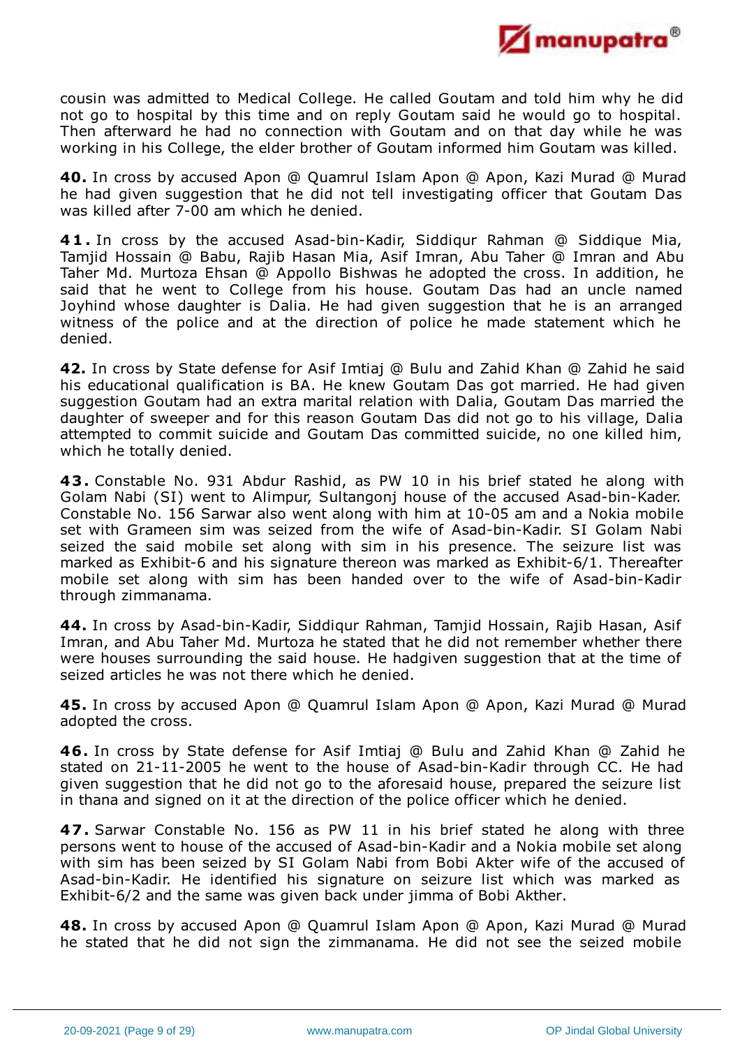cousin was admitted to Medical College. He called Goutam and told him why he did not go to hospital by this time and on reply Goutam said he would go to hospital. Then afterward he had no connection with Goutam and on that day while he was working in his College, the elder brother of Goutam informed him Goutam was killed.

**40.** In cross by accused Apon @ Quamrul Islam Apon @ Apon, Kazi Murad @ Murad he had given suggestion that he did not tell investigating officer that Goutam Das was killed after 7-00 am which he denied.

**41.** In cross by the accused Asad-bin-Kadir, Siddiqur Rahman @ Siddique Mia, Tamjid Hossain @ Babu, Rajib Hasan Mia, Asif Imran, Abu Taher @ Imran and Abu Taher Md. Murtoza Ehsan @ Appollo Bishwas he adopted the cross. In addition, he said that he went to College from his house. Goutam Das had an uncle named Joyhind whose daughter is Dalia. He had given suggestion that he is an arranged witness of the police and at the direction of police he made statement which he denied.

**42.** In cross by State defense for Asif Imtiaj @ Bulu and Zahid Khan @ Zahid he said his educational qualification is BA. He knew Goutam Das got married. He had given suggestion Goutam had an extra marital relation with Dalia, Goutam Das married the daughter of sweeper and for this reason Goutam Das did not go to his village, Dalia attempted to commit suicide and Goutam Das committed suicide, no one killed him, which he totally denied.

**43.** Constable No. 931 Abdur Rashid, as PW 10 in his brief stated he along with Golam Nabi (SI) went to Alimpur, Sultangonj house of the accused Asad-bin-Kader. Constable No. 156 Sarwar also went along with him at 10-05 am and a Nokia mobile set with Grameen sim was seized from the wife of Asad-bin-Kadir. SI Golam Nabi seized the said mobile set along with sim in his presence. The seizure list was marked as Exhibit-6 and his signature thereon was marked as Exhibit-6/1. Thereafter mobile set along with sim has been handed over to the wife of Asad-bin-Kadir through zimmanama.

**44.** In cross by Asad-bin-Kadir, Siddiqur Rahman, Tamjid Hossain, Rajib Hasan, Asif Imran, and Abu Taher Md. Murtoza he stated that he did not remember whether there were houses surrounding the said house. He hadgiven suggestion that at the time of seized articles he was not there which he denied.

**45.** In cross by accused Apon @ Quamrul Islam Apon @ Apon, Kazi Murad @ Murad adopted the cross.

**46.** In cross by State defense for Asif Imtiaj @ Bulu and Zahid Khan @ Zahid he stated on 21-11-2005 he went to the house of Asad-bin-Kadir through CC. He had given suggestion that he did not go to the aforesaid house, prepared the seizure list in thana and signed on it at the direction of the police officer which he denied.

**47.** Sarwar Constable No. 156 as PW 11 in his brief stated he along with three persons went to house of the accused of Asad-bin-Kadir and a Nokia mobile set along with sim has been seized by SI Golam Nabi from Bobi Akter wife of the accused of Asad-bin-Kadir. He identified his signature on seizure list which was marked as Exhibit-6/2 and the same was given back under jimma of Bobi Akther.

**48.** In cross by accused Apon @ Quamrul Islam Apon @ Apon, Kazi Murad @ Murad he stated that he did not sign the zimmanama. He did not see the seized mobile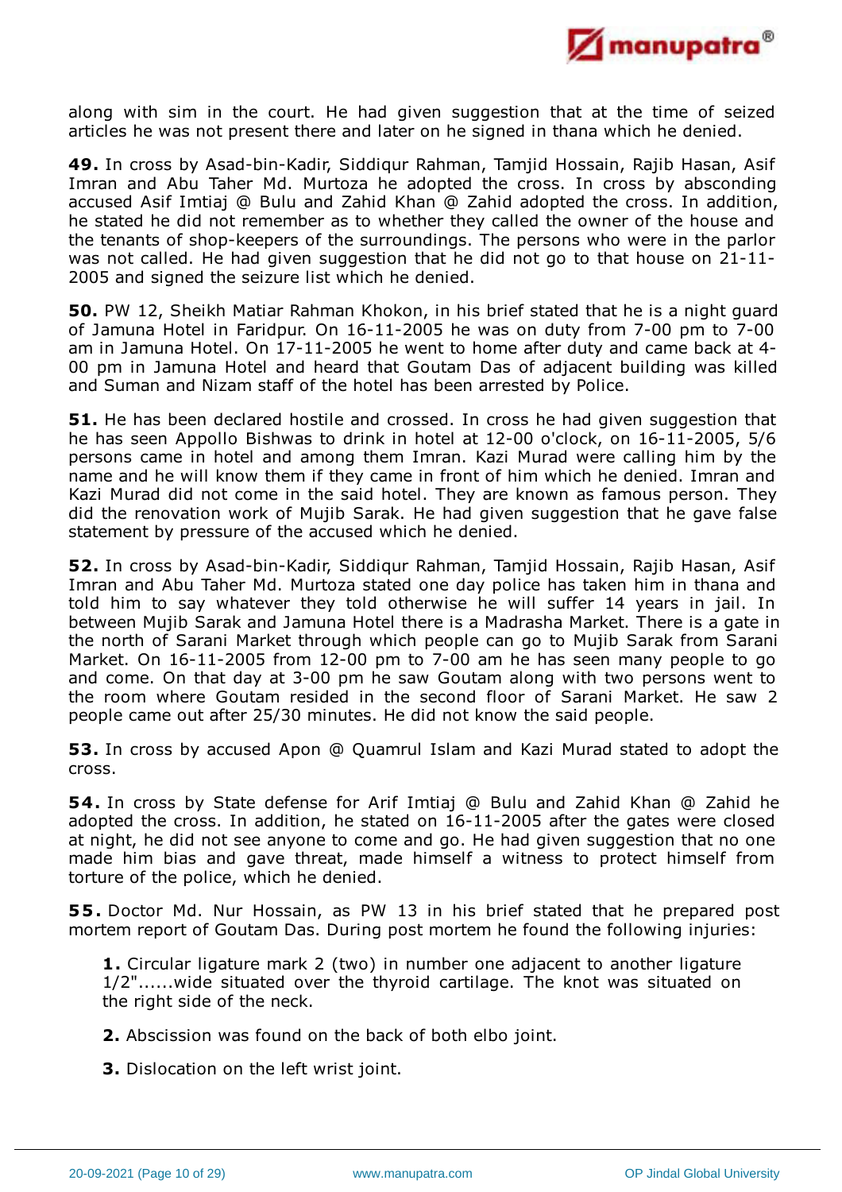along with sim in the court. He had given suggestion that at the time of seized articles he was not present there and later on he signed in thana which he denied.

**49.** In cross by Asad-bin-Kadir, Siddiqur Rahman, Tamjid Hossain, Rajib Hasan, Asif Imran and Abu Taher Md. Murtoza he adopted the cross. In cross by absconding accused Asif Imtiaj @ Bulu and Zahid Khan @ Zahid adopted the cross. In addition, he stated he did not remember as to whether they called the owner of the house and the tenants of shop-keepers of the surroundings. The persons who were in the parlor was not called. He had given suggestion that he did not go to that house on 21-11-2005 and signed the seizure list which he denied.

**50.** PW 12, Sheikh Matiar Rahman Khokon, in his brief stated that he is a night guard of Jamuna Hotel in Faridpur. On 16-11-2005 he was on duty from 7-00 pm to 7-00 am in Jamuna Hotel. On 17-11-2005 he went to home after duty and came back at 4-00 pm in Jamuna Hotel and heard that Goutam Das of adjacent building was killed and Suman and Nizam staff of the hotel has been arrested by Police.

**51.** He has been declared hostile and crossed. In cross he had given suggestion that he has seen Appollo Bishwas to drink in hotel at 12-00 o'clock, on 16-11-2005, 5/6 persons came in hotel and among them Imran. Kazi Murad were calling him by the name and he will know them if they came in front of him which he denied. Imran and Kazi Murad did not come in the said hotel. They are known as famous person. They did the renovation work of Mujib Sarak. He had given suggestion that he gave false statement by pressure of the accused which he denied.

**52.** In cross by Asad-bin-Kadir, Siddiqur Rahman, Tamjid Hossain, Rajib Hasan, Asif Imran and Abu Taher Md. Murtoza stated one day police has taken him in thana and told him to say whatever they told otherwise he will suffer 14 years in jail. In between Mujib Sarak and Jamuna Hotel there is a Madrasha Market. There is a gate in the north of Sarani Market through which people can go to Mujib Sarak from Sarani Market. On 16-11-2005 from 12-00 pm to 7-00 am he has seen many people to go and come. On that day at 3-00 pm he saw Goutam along with two persons went to the room where Goutam resided in the second floor of Sarani Market. He saw 2 people came out after 25/30 minutes. He did not know the said people.

**53.** In cross by accused Apon @ Quamrul Islam and Kazi Murad stated to adopt the cross.

**54.** In cross by State defense for Arif Imtiaj @ Bulu and Zahid Khan @ Zahid he adopted the cross. In addition, he stated on 16-11-2005 after the gates were closed at night, he did not see anyone to come and go. He had given suggestion that no one made him bias and gave threat, made himself a witness to protect himself from torture of the police, which he denied.

**55.** Doctor Md. Nur Hossain, as PW 13 in his brief stated that he prepared post mortem report of Goutam Das. During post mortem he found the following injuries:

> **1.** Circular ligature mark 2 (two) in number one adjacent to another ligature 1/2"......wide situated over the thyroid cartilage. The knot was situated on the right side of the neck.
>
> **2.** Abscission was found on the back of both elbo joint.
>
> **3.** Dislocation on the left wrist joint.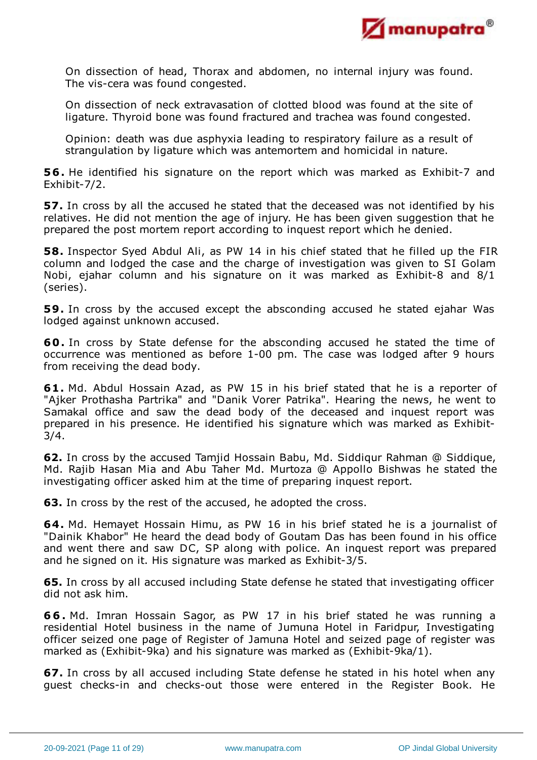On dissection of head, Thorax and abdomen, no internal injury was found. The vis-cera was found congested.

On dissection of neck extravasation of clotted blood was found at the site of ligature. Thyroid bone was found fractured and trachea was found congested.

Opinion: death was due asphyxia leading to respiratory failure as a result of strangulation by ligature which was antemortem and homicidal in nature.

**56.** He identified his signature on the report which was marked as Exhibit-7 and Exhibit-7/2.

**57.** In cross by all the accused he stated that the deceased was not identified by his relatives. He did not mention the age of injury. He has been given suggestion that he prepared the post mortem report according to inquest report which he denied.

**58.** Inspector Syed Abdul Ali, as PW 14 in his chief stated that he filled up the FIR column and lodged the case and the charge of investigation was given to SI Golam Nobi, ejahar column and his signature on it was marked as Exhibit-8 and 8/1 (series).

**59.** In cross by the accused except the absconding accused he stated ejahar Was lodged against unknown accused.

**60.** In cross by State defense for the absconding accused he stated the time of occurrence was mentioned as before 1-00 pm. The case was lodged after 9 hours from receiving the dead body.

**61.** Md. Abdul Hossain Azad, as PW 15 in his brief stated that he is a reporter of "Ajker Prothasha Partrika" and "Danik Vorer Patrika". Hearing the news, he went to Samakal office and saw the dead body of the deceased and inquest report was prepared in his presence. He identified his signature which was marked as Exhibit-3/4.

**62.** In cross by the accused Tamjid Hossain Babu, Md. Siddiqur Rahman @ Siddique, Md. Rajib Hasan Mia and Abu Taher Md. Murtoza @ Appollo Bishwas he stated the investigating officer asked him at the time of preparing inquest report.

**63.** In cross by the rest of the accused, he adopted the cross.

**64.** Md. Hemayet Hossain Himu, as PW 16 in his brief stated he is a journalist of "Dainik Khabor" He heard the dead body of Goutam Das has been found in his office and went there and saw DC, SP along with police. An inquest report was prepared and he signed on it. His signature was marked as Exhibit-3/5.

**65.** In cross by all accused including State defense he stated that investigating officer did not ask him.

**66.** Md. Imran Hossain Sagor, as PW 17 in his brief stated he was running a residential Hotel business in the name of Jumuna Hotel in Faridpur, Investigating officer seized one page of Register of Jamuna Hotel and seized page of register was marked as (Exhibit-9ka) and his signature was marked as (Exhibit-9ka/1).

**67.** In cross by all accused including State defense he stated in his hotel when any guest checks-in and checks-out those were entered in the Register Book. He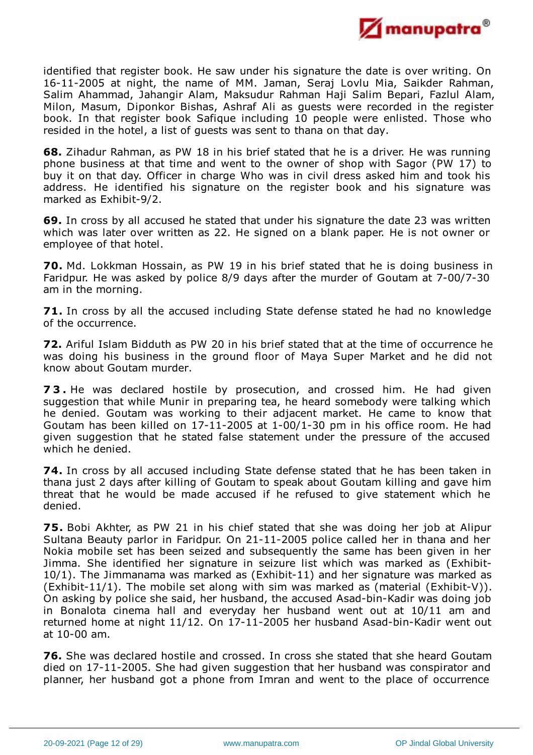identified that register book. He saw under his signature the date is over writing. On 16-11-2005 at night, the name of MM. Jaman, Seraj Lovlu Mia, Saikder Rahman, Salim Ahammad, Jahangir Alam, Maksudur Rahman Haji Salim Bepari, Fazlul Alam, Milon, Masum, Diponkor Bishas, Ashraf Ali as guests were recorded in the register book. In that register book Safique including 10 people were enlisted. Those who resided in the hotel, a list of guests was sent to thana on that day.

**68.** Zihadur Rahman, as PW 18 in his brief stated that he is a driver. He was running phone business at that time and went to the owner of shop with Sagor (PW 17) to buy it on that day. Officer in charge Who was in civil dress asked him and took his address. He identified his signature on the register book and his signature was marked as Exhibit-9/2.

**69.** In cross by all accused he stated that under his signature the date 23 was written which was later over written as 22. He signed on a blank paper. He is not owner or employee of that hotel.

**70.** Md. Lokkman Hossain, as PW 19 in his brief stated that he is doing business in Faridpur. He was asked by police 8/9 days after the murder of Goutam at 7-00/7-30 am in the morning.

**71.** In cross by all the accused including State defense stated he had no knowledge of the occurrence.

**72.** Ariful Islam Bidduth as PW 20 in his brief stated that at the time of occurrence he was doing his business in the ground floor of Maya Super Market and he did not know about Goutam murder.

**73.** He was declared hostile by prosecution, and crossed him. He had given suggestion that while Munir in preparing tea, he heard somebody were talking which he denied. Goutam was working to their adjacent market. He came to know that Goutam has been killed on 17-11-2005 at 1-00/1-30 pm in his office room. He had given suggestion that he stated false statement under the pressure of the accused which he denied.

**74.** In cross by all accused including State defense stated that he has been taken in thana just 2 days after killing of Goutam to speak about Goutam killing and gave him threat that he would be made accused if he refused to give statement which he denied.

**75.** Bobi Akhter, as PW 21 in his chief stated that she was doing her job at Alipur Sultana Beauty parlor in Faridpur. On 21-11-2005 police called her in thana and her Nokia mobile set has been seized and subsequently the same has been given in her Jimma. She identified her signature in seizure list which was marked as (Exhibit-10/1). The Jimmanama was marked as (Exhibit-11) and her signature was marked as (Exhibit-11/1). The mobile set along with sim was marked as (material (Exhibit-V)). On asking by police she said, her husband, the accused Asad-bin-Kadir was doing job in Bonalota cinema hall and everyday her husband went out at 10/11 am and returned home at night 11/12. On 17-11-2005 her husband Asad-bin-Kadir went out at 10-00 am.

**76.** She was declared hostile and crossed. In cross she stated that she heard Goutam died on 17-11-2005. She had given suggestion that her husband was conspirator and planner, her husband got a phone from Imran and went to the place of occurrence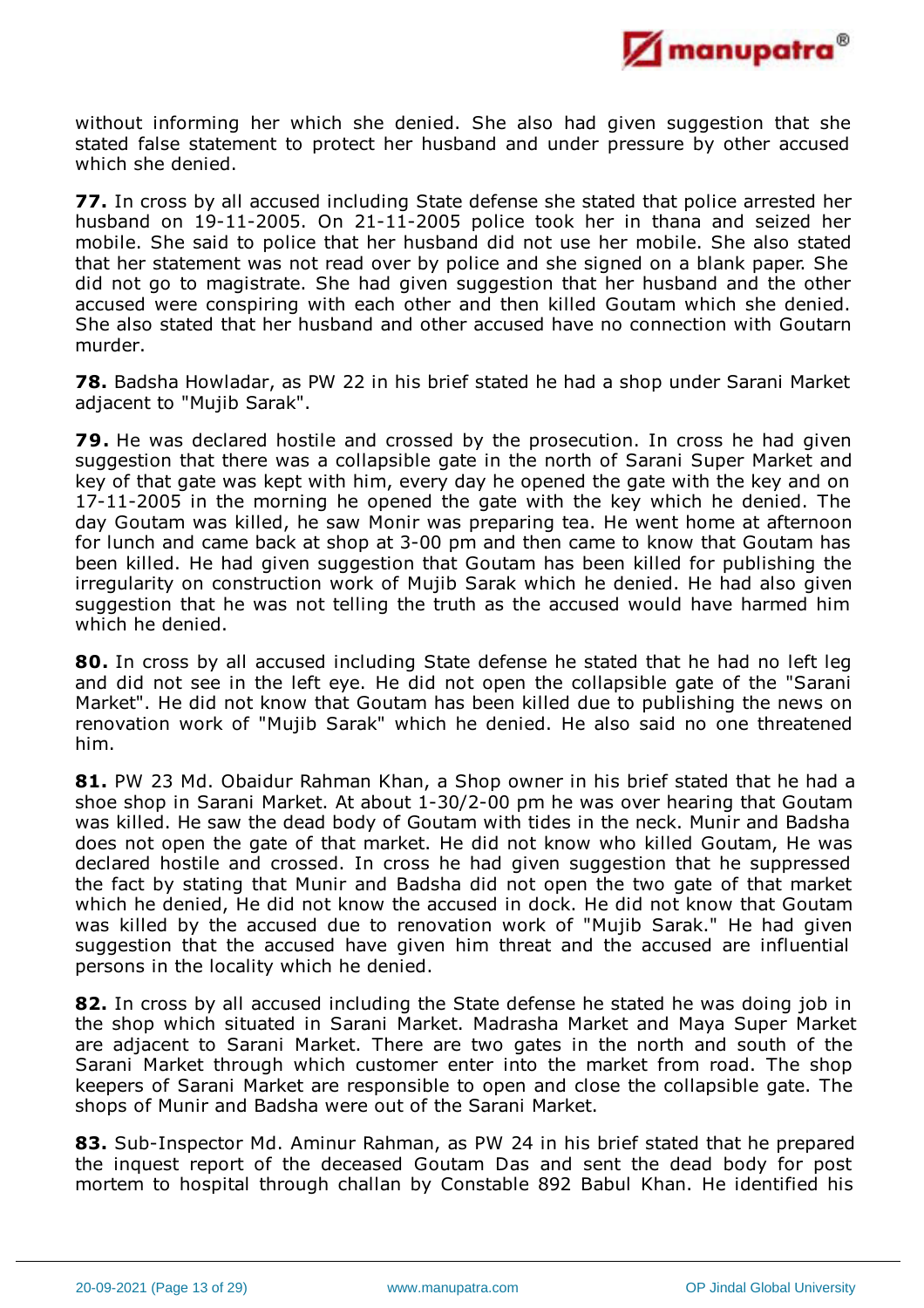without informing her which she denied. She also had given suggestion that she stated false statement to protect her husband and under pressure by other accused which she denied.

**77.** In cross by all accused including State defense she stated that police arrested her husband on 19-11-2005. On 21-11-2005 police took her in thana and seized her mobile. She said to police that her husband did not use her mobile. She also stated that her statement was not read over by police and she signed on a blank paper. She did not go to magistrate. She had given suggestion that her husband and the other accused were conspiring with each other and then killed Goutam which she denied. She also stated that her husband and other accused have no connection with Goutarn murder.

**78.** Badsha Howladar, as PW 22 in his brief stated he had a shop under Sarani Market adjacent to "Mujib Sarak".

**79.** He was declared hostile and crossed by the prosecution. In cross he had given suggestion that there was a collapsible gate in the north of Sarani Super Market and key of that gate was kept with him, every day he opened the gate with the key and on 17-11-2005 in the morning he opened the gate with the key which he denied. The day Goutam was killed, he saw Monir was preparing tea. He went home at afternoon for lunch and came back at shop at 3-00 pm and then came to know that Goutam has been killed. He had given suggestion that Goutam has been killed for publishing the irregularity on construction work of Mujib Sarak which he denied. He had also given suggestion that he was not telling the truth as the accused would have harmed him which he denied.

**80.** In cross by all accused including State defense he stated that he had no left leg and did not see in the left eye. He did not open the collapsible gate of the "Sarani Market". He did not know that Goutam has been killed due to publishing the news on renovation work of "Mujib Sarak" which he denied. He also said no one threatened him.

**81.** PW 23 Md. Obaidur Rahman Khan, a Shop owner in his brief stated that he had a shoe shop in Sarani Market. At about 1-30/2-00 pm he was over hearing that Goutam was killed. He saw the dead body of Goutam with tides in the neck. Munir and Badsha does not open the gate of that market. He did not know who killed Goutam, He was declared hostile and crossed. In cross he had given suggestion that he suppressed the fact by stating that Munir and Badsha did not open the two gate of that market which he denied, He did not know the accused in dock. He did not know that Goutam was killed by the accused due to renovation work of "Mujib Sarak." He had given suggestion that the accused have given him threat and the accused are influential persons in the locality which he denied.

**82.** In cross by all accused including the State defense he stated he was doing job in the shop which situated in Sarani Market. Madrasha Market and Maya Super Market are adjacent to Sarani Market. There are two gates in the north and south of the Sarani Market through which customer enter into the market from road. The shop keepers of Sarani Market are responsible to open and close the collapsible gate. The shops of Munir and Badsha were out of the Sarani Market.

**83.** Sub-Inspector Md. Aminur Rahman, as PW 24 in his brief stated that he prepared the inquest report of the deceased Goutam Das and sent the dead body for post mortem to hospital through challan by Constable 892 Babul Khan. He identified his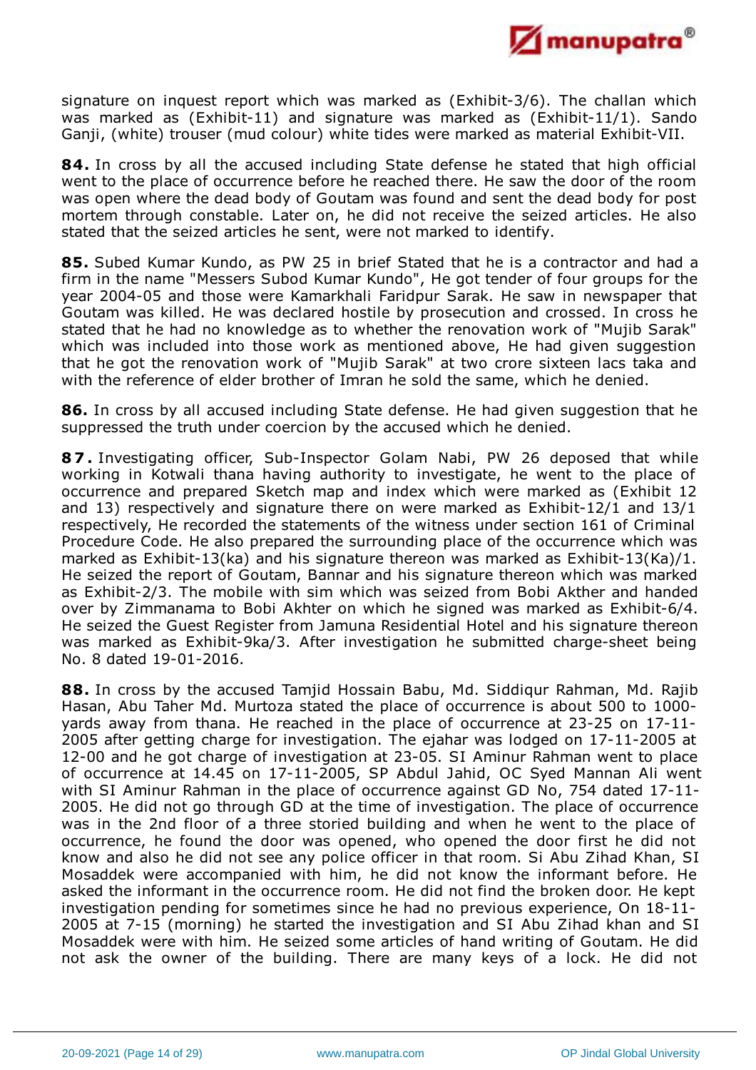signature on inquest report which was marked as (Exhibit-3/6). The challan which was marked as (Exhibit-11) and signature was marked as (Exhibit-11/1). Sando Ganji, (white) trouser (mud colour) white tides were marked as material Exhibit-VII.

**84.** In cross by all the accused including State defense he stated that high official went to the place of occurrence before he reached there. He saw the door of the room was open where the dead body of Goutam was found and sent the dead body for post mortem through constable. Later on, he did not receive the seized articles. He also stated that the seized articles he sent, were not marked to identify.

**85.** Subed Kumar Kundo, as PW 25 in brief Stated that he is a contractor and had a firm in the name "Messers Subod Kumar Kundo", He got tender of four groups for the year 2004-05 and those were Kamarkhali Faridpur Sarak. He saw in newspaper that Goutam was killed. He was declared hostile by prosecution and crossed. In cross he stated that he had no knowledge as to whether the renovation work of "Mujib Sarak" which was included into those work as mentioned above, He had given suggestion that he got the renovation work of "Mujib Sarak" at two crore sixteen lacs taka and with the reference of elder brother of Imran he sold the same, which he denied.

**86.** In cross by all accused including State defense. He had given suggestion that he suppressed the truth under coercion by the accused which he denied.

**87.** Investigating officer, Sub-Inspector Golam Nabi, PW 26 deposed that while working in Kotwali thana having authority to investigate, he went to the place of occurrence and prepared Sketch map and index which were marked as (Exhibit 12 and 13) respectively and signature there on were marked as Exhibit-12/1 and 13/1 respectively, He recorded the statements of the witness under section 161 of Criminal Procedure Code. He also prepared the surrounding place of the occurrence which was marked as Exhibit-13(ka) and his signature thereon was marked as Exhibit-13(Ka)/1. He seized the report of Goutam, Bannar and his signature thereon which was marked as Exhibit-2/3. The mobile with sim which was seized from Bobi Akther and handed over by Zimmanama to Bobi Akhter on which he signed was marked as Exhibit-6/4. He seized the Guest Register from Jamuna Residential Hotel and his signature thereon was marked as Exhibit-9ka/3. After investigation he submitted charge-sheet being No. 8 dated 19-01-2016.

**88.** In cross by the accused Tamjid Hossain Babu, Md. Siddiqur Rahman, Md. Rajib Hasan, Abu Taher Md. Murtoza stated the place of occurrence is about 500 to 1000-yards away from thana. He reached in the place of occurrence at 23-25 on 17-11-2005 after getting charge for investigation. The ejahar was lodged on 17-11-2005 at 12-00 and he got charge of investigation at 23-05. SI Aminur Rahman went to place of occurrence at 14.45 on 17-11-2005, SP Abdul Jahid, OC Syed Mannan Ali went with SI Aminur Rahman in the place of occurrence against GD No, 754 dated 17-11-2005. He did not go through GD at the time of investigation. The place of occurrence was in the 2nd floor of a three storied building and when he went to the place of occurrence, he found the door was opened, who opened the door first he did not know and also he did not see any police officer in that room. Si Abu Zihad Khan, SI Mosaddek were accompanied with him, he did not know the informant before. He asked the informant in the occurrence room. He did not find the broken door. He kept investigation pending for sometimes since he had no previous experience, On 18-11-2005 at 7-15 (morning) he started the investigation and SI Abu Zihad khan and SI Mosaddek were with him. He seized some articles of hand writing of Goutam. He did not ask the owner of the building. There are many keys of a lock. He did not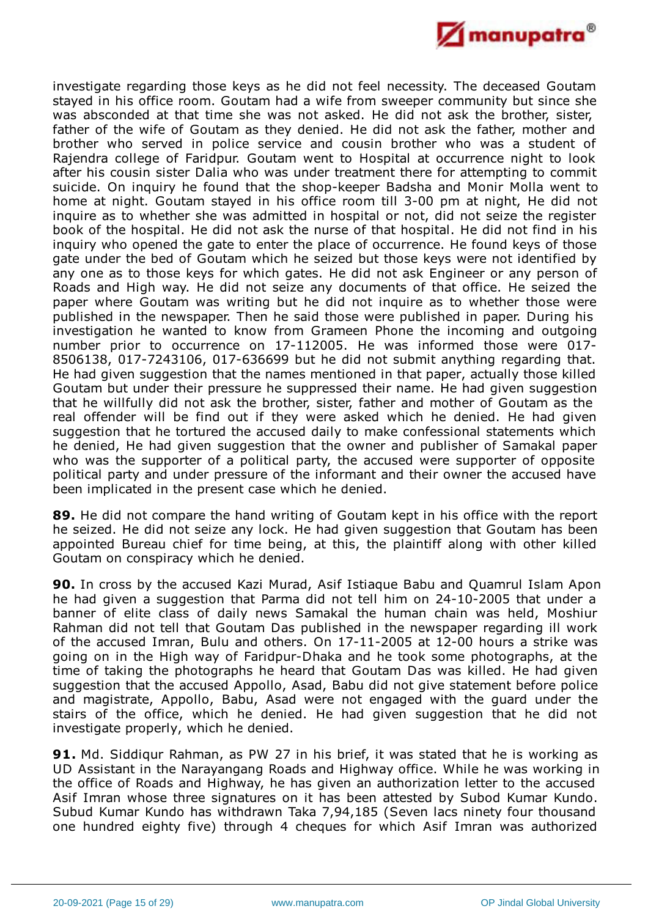investigate regarding those keys as he did not feel necessity. The deceased Goutam stayed in his office room. Goutam had a wife from sweeper community but since she was absconded at that time she was not asked. He did not ask the brother, sister, father of the wife of Goutam as they denied. He did not ask the father, mother and brother who served in police service and cousin brother who was a student of Rajendra college of Faridpur. Goutam went to Hospital at occurrence night to look after his cousin sister Dalia who was under treatment there for attempting to commit suicide. On inquiry he found that the shop-keeper Badsha and Monir Molla went to home at night. Goutam stayed in his office room till 3-00 pm at night, He did not inquire as to whether she was admitted in hospital or not, did not seize the register book of the hospital. He did not ask the nurse of that hospital. He did not find in his inquiry who opened the gate to enter the place of occurrence. He found keys of those gate under the bed of Goutam which he seized but those keys were not identified by any one as to those keys for which gates. He did not ask Engineer or any person of Roads and High way. He did not seize any documents of that office. He seized the paper where Goutam was writing but he did not inquire as to whether those were published in the newspaper. Then he said those were published in paper. During his investigation he wanted to know from Grameen Phone the incoming and outgoing number prior to occurrence on 17-112005. He was informed those were 017-8506138, 017-7243106, 017-636699 but he did not submit anything regarding that. He had given suggestion that the names mentioned in that paper, actually those killed Goutam but under their pressure he suppressed their name. He had given suggestion that he willfully did not ask the brother, sister, father and mother of Goutam as the real offender will be find out if they were asked which he denied. He had given suggestion that he tortured the accused daily to make confessional statements which he denied, He had given suggestion that the owner and publisher of Samakal paper who was the supporter of a political party, the accused were supporter of opposite political party and under pressure of the informant and their owner the accused have been implicated in the present case which he denied.

**89.** He did not compare the hand writing of Goutam kept in his office with the report he seized. He did not seize any lock. He had given suggestion that Goutam has been appointed Bureau chief for time being, at this, the plaintiff along with other killed Goutam on conspiracy which he denied.

**90.** In cross by the accused Kazi Murad, Asif Istiaque Babu and Quamrul Islam Apon he had given a suggestion that Parma did not tell him on 24-10-2005 that under a banner of elite class of daily news Samakal the human chain was held, Moshiur Rahman did not tell that Goutam Das published in the newspaper regarding ill work of the accused Imran, Bulu and others. On 17-11-2005 at 12-00 hours a strike was going on in the High way of Faridpur-Dhaka and he took some photographs, at the time of taking the photographs he heard that Goutam Das was killed. He had given suggestion that the accused Appollo, Asad, Babu did not give statement before police and magistrate, Appollo, Babu, Asad were not engaged with the guard under the stairs of the office, which he denied. He had given suggestion that he did not investigate properly, which he denied.

**91.** Md. Siddiqur Rahman, as PW 27 in his brief, it was stated that he is working as UD Assistant in the Narayangang Roads and Highway office. While he was working in the office of Roads and Highway, he has given an authorization letter to the accused Asif Imran whose three signatures on it has been attested by Subod Kumar Kundo. Subud Kumar Kundo has withdrawn Taka 7,94,185 (Seven lacs ninety four thousand one hundred eighty five) through 4 cheques for which Asif Imran was authorized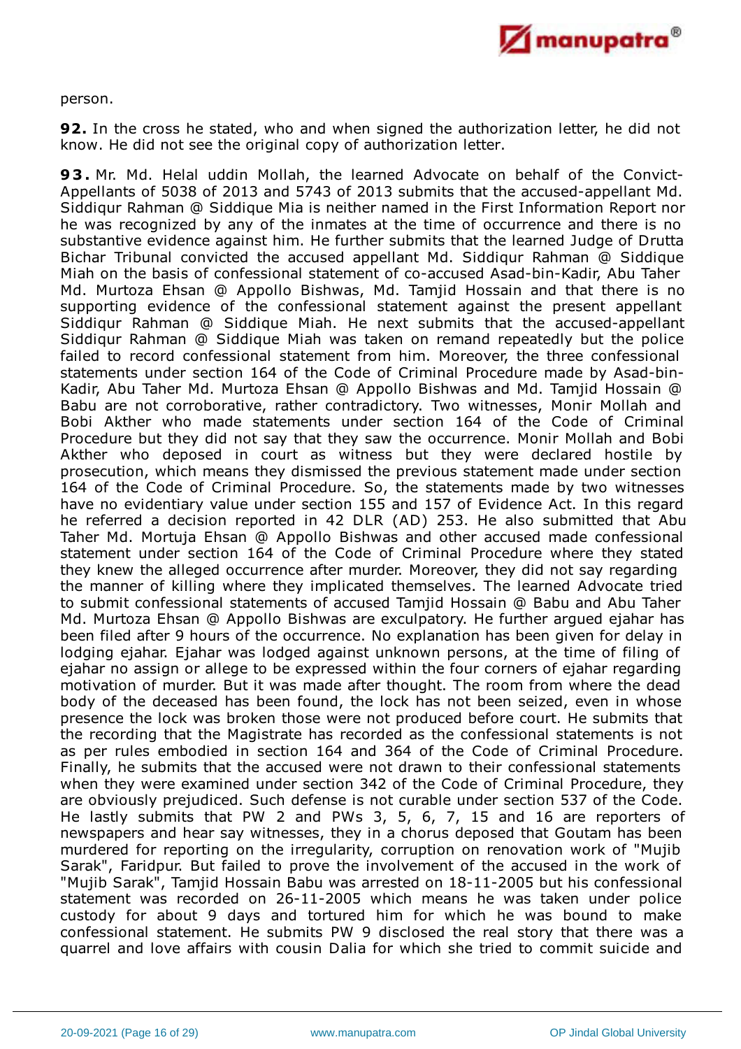person.

**92.** In the cross he stated, who and when signed the authorization letter, he did not know. He did not see the original copy of authorization letter.

**93.** Mr. Md. Helal uddin Mollah, the learned Advocate on behalf of the Convict-Appellants of 5038 of 2013 and 5743 of 2013 submits that the accused-appellant Md. Siddiqur Rahman @ Siddique Mia is neither named in the First Information Report nor he was recognized by any of the inmates at the time of occurrence and there is no substantive evidence against him. He further submits that the learned Judge of Drutta Bichar Tribunal convicted the accused appellant Md. Siddiqur Rahman @ Siddique Miah on the basis of confessional statement of co-accused Asad-bin-Kadir, Abu Taher Md. Murtoza Ehsan @ Appollo Bishwas, Md. Tamjid Hossain and that there is no supporting evidence of the confessional statement against the present appellant Siddiqur Rahman @ Siddique Miah. He next submits that the accused-appellant Siddiqur Rahman @ Siddique Miah was taken on remand repeatedly but the police failed to record confessional statement from him. Moreover, the three confessional statements under section 164 of the Code of Criminal Procedure made by Asad-bin-Kadir, Abu Taher Md. Murtoza Ehsan @ Appollo Bishwas and Md. Tamjid Hossain @ Babu are not corroborative, rather contradictory. Two witnesses, Monir Mollah and Bobi Akther who made statements under section 164 of the Code of Criminal Procedure but they did not say that they saw the occurrence. Monir Mollah and Bobi Akther who deposed in court as witness but they were declared hostile by prosecution, which means they dismissed the previous statement made under section 164 of the Code of Criminal Procedure. So, the statements made by two witnesses have no evidentiary value under section 155 and 157 of Evidence Act. In this regard he referred a decision reported in 42 DLR (AD) 253. He also submitted that Abu Taher Md. Mortuja Ehsan @ Appollo Bishwas and other accused made confessional statement under section 164 of the Code of Criminal Procedure where they stated they knew the alleged occurrence after murder. Moreover, they did not say regarding the manner of killing where they implicated themselves. The learned Advocate tried to submit confessional statements of accused Tamjid Hossain @ Babu and Abu Taher Md. Murtoza Ehsan @ Appollo Bishwas are exculpatory. He further argued ejahar has been filed after 9 hours of the occurrence. No explanation has been given for delay in lodging ejahar. Ejahar was lodged against unknown persons, at the time of filing of ejahar no assign or allege to be expressed within the four corners of ejahar regarding motivation of murder. But it was made after thought. The room from where the dead body of the deceased has been found, the lock has not been seized, even in whose presence the lock was broken those were not produced before court. He submits that the recording that the Magistrate has recorded as the confessional statements is not as per rules embodied in section 164 and 364 of the Code of Criminal Procedure. Finally, he submits that the accused were not drawn to their confessional statements when they were examined under section 342 of the Code of Criminal Procedure, they are obviously prejudiced. Such defense is not curable under section 537 of the Code. He lastly submits that PW 2 and PWs 3, 5, 6, 7, 15 and 16 are reporters of newspapers and hear say witnesses, they in a chorus deposed that Goutam has been murdered for reporting on the irregularity, corruption on renovation work of "Mujib Sarak", Faridpur. But failed to prove the involvement of the accused in the work of "Mujib Sarak", Tamjid Hossain Babu was arrested on 18-11-2005 but his confessional statement was recorded on 26-11-2005 which means he was taken under police custody for about 9 days and tortured him for which he was bound to make confessional statement. He submits PW 9 disclosed the real story that there was a quarrel and love affairs with cousin Dalia for which she tried to commit suicide and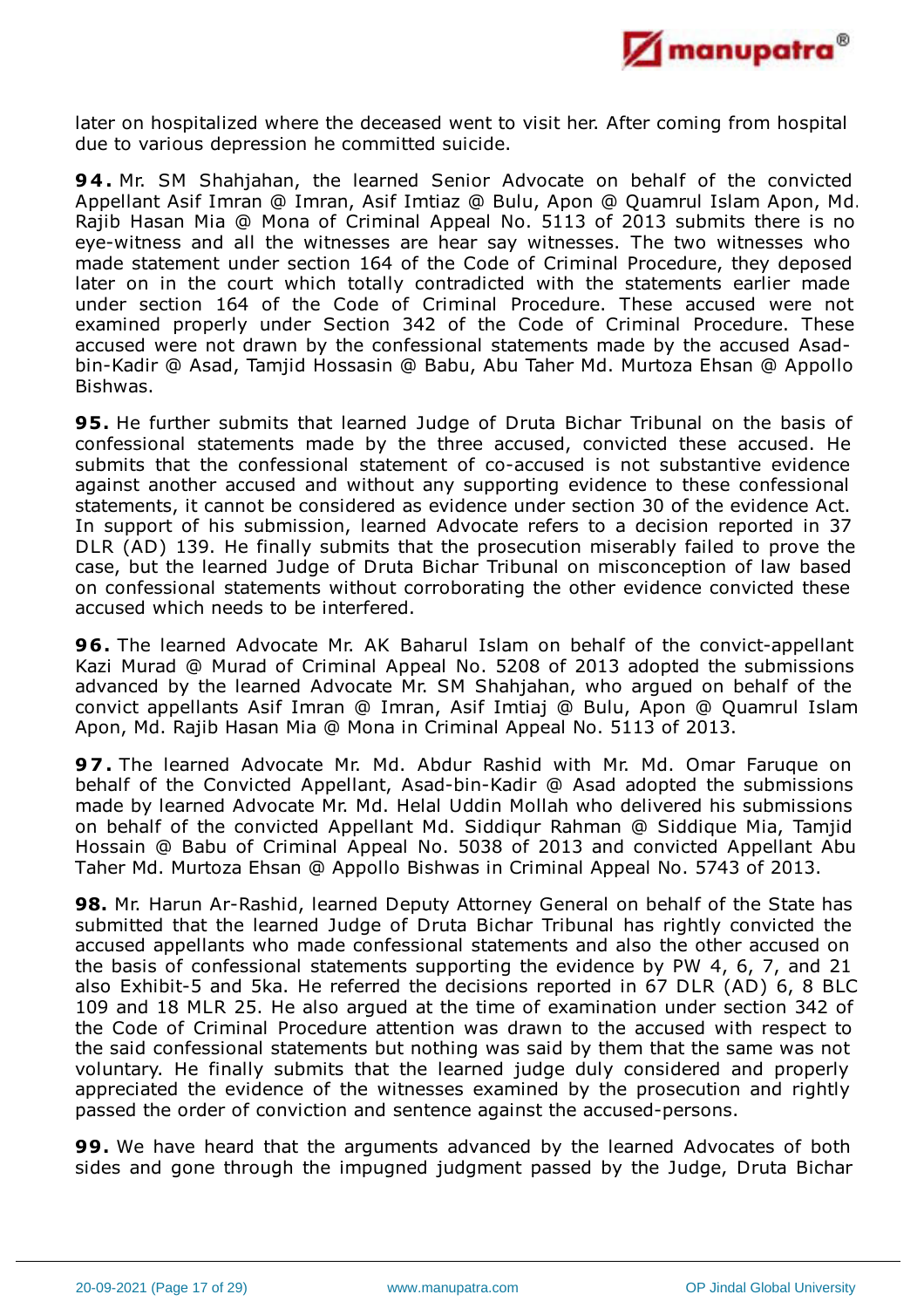later on hospitalized where the deceased went to visit her. After coming from hospital due to various depression he committed suicide.

**94.** Mr. SM Shahjahan, the learned Senior Advocate on behalf of the convicted Appellant Asif Imran @ Imran, Asif Imtiaz @ Bulu, Apon @ Quamrul Islam Apon, Md. Rajib Hasan Mia @ Mona of Criminal Appeal No. 5113 of 2013 submits there is no eye-witness and all the witnesses are hear say witnesses. The two witnesses who made statement under section 164 of the Code of Criminal Procedure, they deposed later on in the court which totally contradicted with the statements earlier made under section 164 of the Code of Criminal Procedure. These accused were not examined properly under Section 342 of the Code of Criminal Procedure. These accused were not drawn by the confessional statements made by the accused Asad-bin-Kadir @ Asad, Tamjid Hossasin @ Babu, Abu Taher Md. Murtoza Ehsan @ Appollo Bishwas.

**95.** He further submits that learned Judge of Druta Bichar Tribunal on the basis of confessional statements made by the three accused, convicted these accused. He submits that the confessional statement of co-accused is not substantive evidence against another accused and without any supporting evidence to these confessional statements, it cannot be considered as evidence under section 30 of the evidence Act. In support of his submission, learned Advocate refers to a decision reported in 37 DLR (AD) 139. He finally submits that the prosecution miserably failed to prove the case, but the learned Judge of Druta Bichar Tribunal on misconception of law based on confessional statements without corroborating the other evidence convicted these accused which needs to be interfered.

**96.** The learned Advocate Mr. AK Baharul Islam on behalf of the convict-appellant Kazi Murad @ Murad of Criminal Appeal No. 5208 of 2013 adopted the submissions advanced by the learned Advocate Mr. SM Shahjahan, who argued on behalf of the convict appellants Asif Imran @ Imran, Asif Imtiaj @ Bulu, Apon @ Quamrul Islam Apon, Md. Rajib Hasan Mia @ Mona in Criminal Appeal No. 5113 of 2013.

**97.** The learned Advocate Mr. Md. Abdur Rashid with Mr. Md. Omar Faruque on behalf of the Convicted Appellant, Asad-bin-Kadir @ Asad adopted the submissions made by learned Advocate Mr. Md. Helal Uddin Mollah who delivered his submissions on behalf of the convicted Appellant Md. Siddiqur Rahman @ Siddique Mia, Tamjid Hossain @ Babu of Criminal Appeal No. 5038 of 2013 and convicted Appellant Abu Taher Md. Murtoza Ehsan @ Appollo Bishwas in Criminal Appeal No. 5743 of 2013.

**98.** Mr. Harun Ar-Rashid, learned Deputy Attorney General on behalf of the State has submitted that the learned Judge of Druta Bichar Tribunal has rightly convicted the accused appellants who made confessional statements and also the other accused on the basis of confessional statements supporting the evidence by PW 4, 6, 7, and 21 also Exhibit-5 and 5ka. He referred the decisions reported in 67 DLR (AD) 6, 8 BLC 109 and 18 MLR 25. He also argued at the time of examination under section 342 of the Code of Criminal Procedure attention was drawn to the accused with respect to the said confessional statements but nothing was said by them that the same was not voluntary. He finally submits that the learned judge duly considered and properly appreciated the evidence of the witnesses examined by the prosecution and rightly passed the order of conviction and sentence against the accused-persons.

**99.** We have heard that the arguments advanced by the learned Advocates of both sides and gone through the impugned judgment passed by the Judge, Druta Bichar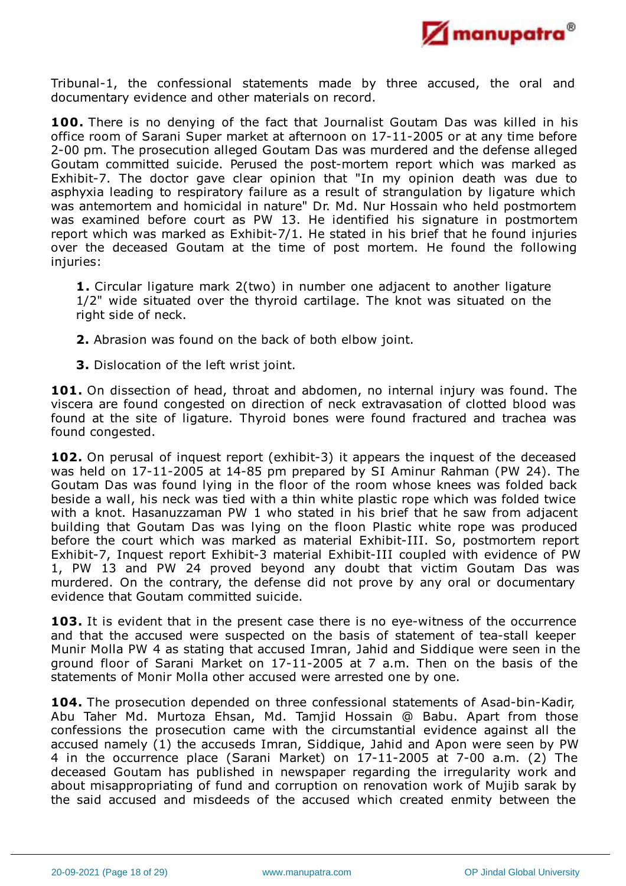Tribunal-1, the confessional statements made by three accused, the oral and documentary evidence and other materials on record.

**100.** There is no denying of the fact that Journalist Goutam Das was killed in his office room of Sarani Super market at afternoon on 17-11-2005 or at any time before 2-00 pm. The prosecution alleged Goutam Das was murdered and the defense alleged Goutam committed suicide. Perused the post-mortem report which was marked as Exhibit-7. The doctor gave clear opinion that "In my opinion death was due to asphyxia leading to respiratory failure as a result of strangulation by ligature which was antemortem and homicidal in nature" Dr. Md. Nur Hossain who held postmortem was examined before court as PW 13. He identified his signature in postmortem report which was marked as Exhibit-7/1. He stated in his brief that he found injuries over the deceased Goutam at the time of post mortem. He found the following injuries:

> **1.** Circular ligature mark 2(two) in number one adjacent to another ligature 1/2" wide situated over the thyroid cartilage. The knot was situated on the right side of neck.
>
> **2.** Abrasion was found on the back of both elbow joint.
>
> **3.** Dislocation of the left wrist joint.

**101.** On dissection of head, throat and abdomen, no internal injury was found. The viscera are found congested on direction of neck extravasation of clotted blood was found at the site of ligature. Thyroid bones were found fractured and trachea was found congested.

**102.** On perusal of inquest report (exhibit-3) it appears the inquest of the deceased was held on 17-11-2005 at 14-85 pm prepared by SI Aminur Rahman (PW 24). The Goutam Das was found lying in the floor of the room whose knees was folded back beside a wall, his neck was tied with a thin white plastic rope which was folded twice with a knot. Hasanuzzaman PW 1 who stated in his brief that he saw from adjacent building that Goutam Das was lying on the floon Plastic white rope was produced before the court which was marked as material Exhibit-III. So, postmortem report Exhibit-7, Inquest report Exhibit-3 material Exhibit-III coupled with evidence of PW 1, PW 13 and PW 24 proved beyond any doubt that victim Goutam Das was murdered. On the contrary, the defense did not prove by any oral or documentary evidence that Goutam committed suicide.

**103.** It is evident that in the present case there is no eye-witness of the occurrence and that the accused were suspected on the basis of statement of tea-stall keeper Munir Molla PW 4 as stating that accused Imran, Jahid and Siddique were seen in the ground floor of Sarani Market on 17-11-2005 at 7 a.m. Then on the basis of the statements of Monir Molla other accused were arrested one by one.

**104.** The prosecution depended on three confessional statements of Asad-bin-Kadir, Abu Taher Md. Murtoza Ehsan, Md. Tamjid Hossain @ Babu. Apart from those confessions the prosecution came with the circumstantial evidence against all the accused namely (1) the accuseds Imran, Siddique, Jahid and Apon were seen by PW 4 in the occurrence place (Sarani Market) on 17-11-2005 at 7-00 a.m. (2) The deceased Goutam has published in newspaper regarding the irregularity work and about misappropriating of fund and corruption on renovation work of Mujib sarak by the said accused and misdeeds of the accused which created enmity between the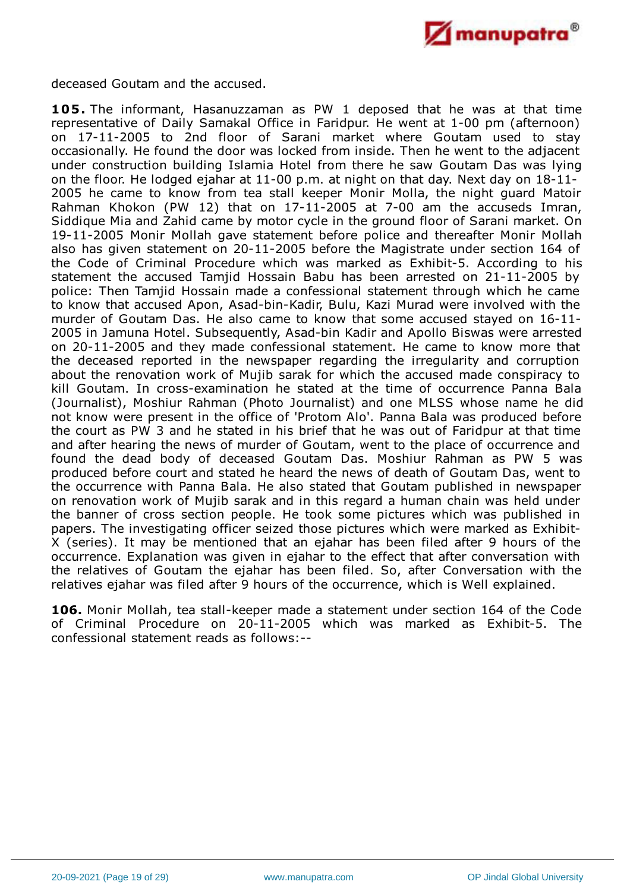deceased Goutam and the accused.

**105.** The informant, Hasanuzzaman as PW 1 deposed that he was at that time representative of Daily Samakal Office in Faridpur. He went at 1-00 pm (afternoon) on 17-11-2005 to 2nd floor of Sarani market where Goutam used to stay occasionally. He found the door was locked from inside. Then he went to the adjacent under construction building Islamia Hotel from there he saw Goutam Das was lying on the floor. He lodged ejahar at 11-00 p.m. at night on that day. Next day on 18-11-2005 he came to know from tea stall keeper Monir Molla, the night guard Matoir Rahman Khokon (PW 12) that on 17-11-2005 at 7-00 am the accuseds Imran, Siddique Mia and Zahid came by motor cycle in the ground floor of Sarani market. On 19-11-2005 Monir Mollah gave statement before police and thereafter Monir Mollah also has given statement on 20-11-2005 before the Magistrate under section 164 of the Code of Criminal Procedure which was marked as Exhibit-5. According to his statement the accused Tamjid Hossain Babu has been arrested on 21-11-2005 by police: Then Tamjid Hossain made a confessional statement through which he came to know that accused Apon, Asad-bin-Kadir, Bulu, Kazi Murad were involved with the murder of Goutam Das. He also came to know that some accused stayed on 16-11-2005 in Jamuna Hotel. Subsequently, Asad-bin Kadir and Apollo Biswas were arrested on 20-11-2005 and they made confessional statement. He came to know more that the deceased reported in the newspaper regarding the irregularity and corruption about the renovation work of Mujib sarak for which the accused made conspiracy to kill Goutam. In cross-examination he stated at the time of occurrence Panna Bala (Journalist), Moshiur Rahman (Photo Journalist) and one MLSS whose name he did not know were present in the office of 'Protom Alo'. Panna Bala was produced before the court as PW 3 and he stated in his brief that he was out of Faridpur at that time and after hearing the news of murder of Goutam, went to the place of occurrence and found the dead body of deceased Goutam Das. Moshiur Rahman as PW 5 was produced before court and stated he heard the news of death of Goutam Das, went to the occurrence with Panna Bala. He also stated that Goutam published in newspaper on renovation work of Mujib sarak and in this regard a human chain was held under the banner of cross section people. He took some pictures which was published in papers. The investigating officer seized those pictures which were marked as Exhibit-X (series). It may be mentioned that an ejahar has been filed after 9 hours of the occurrence. Explanation was given in ejahar to the effect that after conversation with the relatives of Goutam the ejahar has been filed. So, after Conversation with the relatives ejahar was filed after 9 hours of the occurrence, which is Well explained.

**106.** Monir Mollah, tea stall-keeper made a statement under section 164 of the Code of Criminal Procedure on 20-11-2005 which was marked as Exhibit-5. The confessional statement reads as follows:--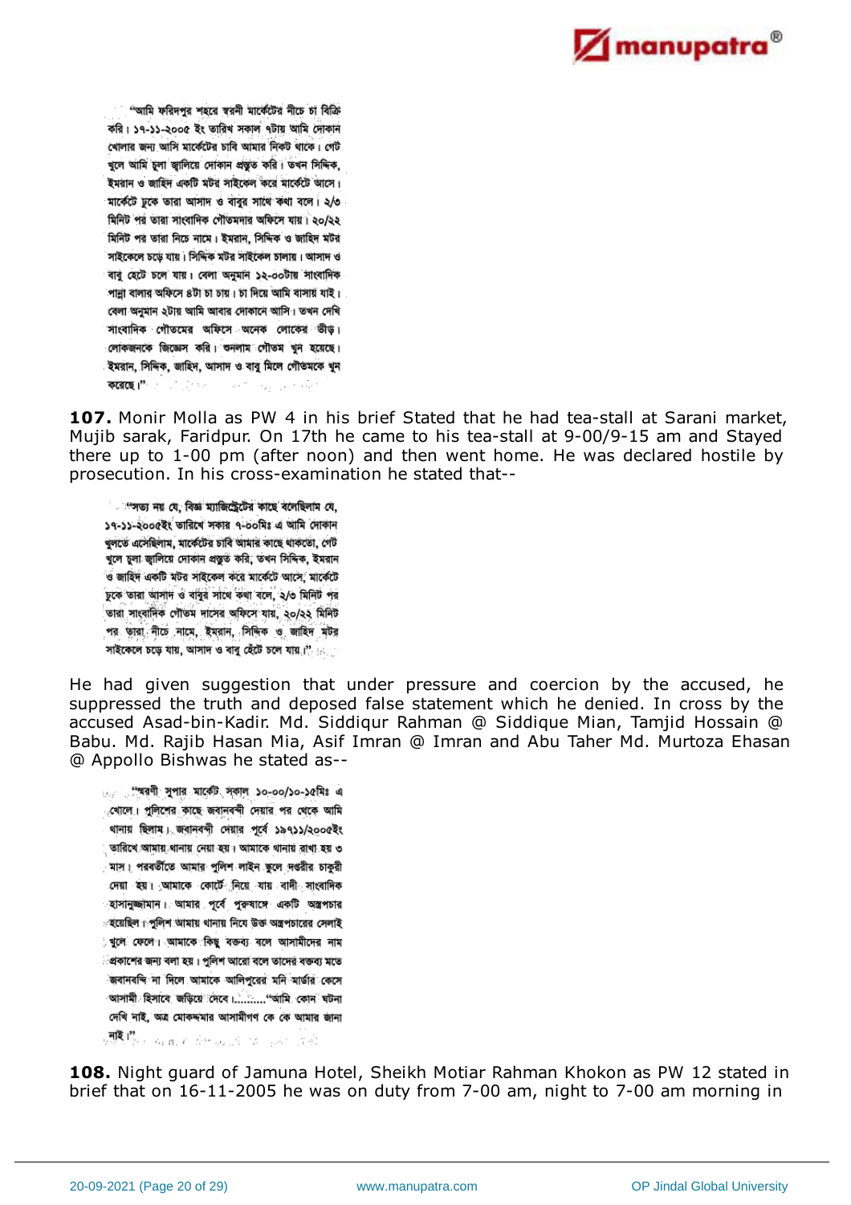"আমি ফরিদপুর শহরে স্বরনী মার্কেটের নীচে চা বিক্রি করি। ১৭-১১-২০০৫ ইং তারিখ সকাল ৭টায় আমি দোকান খোলার জন্য আসি মার্কেটের চাবি আমার নিকট থাকে। গেট খুলে আমি চুলা জ্বালিয়ে দোকান প্রস্তুত করি। তখন সিদ্দিক, ইমরান ও জাহিদ একটি মটর সাইকেল করে মার্কেটে আসে। মার্কেটে ঢুকে তারা আসাদ ও বাবুর সাথে কথা বলে। ২/৩ মিনিট পর তারা সাংবাদিক গৌতমদার অফিসে যায়। ২০/২২ মিনিট পর তারা নিচে নামে। ইমরান, সিদ্দিক ও জাহিদ মটর সাইকেলে চড়ে যায়। সিদ্দিক মটর সাইকেল চালায়। আসাদ ও বাবু হেটে চলে যায়। বেলা অনুমান ১২-০০টায় সাংবাদিক পান্না বালার অফিসে ৪টা চা চায়। চা দিয়ে আমি বাসায় যাই। বেলা অনুমান ২টায় আমি আবার দোকানে আসি। তখন দেখি সাংবাদিক গৌতমের অফিসে অনেক লোকের ভীড়। লোকজনকে জিজ্ঞেস করি। শুনলাম গৌতম খুন হয়েছে। ইমরান, সিদ্দিক, জাহিদ, আসাদ ও বাবু মিলে গৌতমকে খুন করেছে।"

**107.** Monir Molla as PW 4 in his brief Stated that he had tea-stall at Sarani market, Mujib sarak, Faridpur. On 17th he came to his tea-stall at 9-00/9-15 am and Stayed there up to 1-00 pm (after noon) and then went home. He was declared hostile by prosecution. In his cross-examination he stated that--

"সত্য নয় যে, বিজ্ঞ ম্যাজিস্ট্রেটের কাছে বলেছিলাম যে, ১৭-১১-২০০৫ইং তারিখে সকার ৭-০০মিঃ এ আমি দোকান খুলতে এসেছিলাম, মার্কেটের চাবি আমার কাছে থাকতো, গেট খুলে চুলা জ্বালিয়ে দোকান প্রস্তুত করি, তখন সিদ্দিক, ইমরান ও জাহিদ একটি মটর সাইকেল করে মার্কেটে আসে, মার্কেটে ঢুকে তারা আসাদ ও বাবুর সাথে কথা বলে, ২/৩ মিনিট পর তারা সাংবাদিক গৌতম দাসের অফিসে যায়, ২০/২২ মিনিট পর তারা নীচে নামে, ইমরান, সিদ্দিক ও জাহিদ মটর সাইকেলে চড়ে যায়, আসাদ ও বাবু হেঁটে চলে যায়।"

He had given suggestion that under pressure and coercion by the accused, he suppressed the truth and deposed false statement which he denied. In cross by the accused Asad-bin-Kadir. Md. Siddiqur Rahman @ Siddique Mian, Tamjid Hossain @ Babu. Md. Rajib Hasan Mia, Asif Imran @ Imran and Abu Taher Md. Murtoza Ehasan @ Appollo Bishwas he stated as--

"স্বরণী সুপার মার্কেট সকাল ১০-০০/১০-১৫মিঃ এ খোলে। পুলিশের কাছে জবানবন্দী দেয়ার পর থেকে আমি থানায় ছিলাম। জবানবন্দী দেয়ার পূর্বে ১৯৭১১/২০০৫ইং তারিখে আমায় থানায় নেয়া হয়। আমাকে থানায় রাখা হয় ৩ মাস। পরবর্তীতে আমার পুলিশ লাইন স্কুলে দপ্তরীর চাকুরী দেয়া হয়। আমাকে কোর্টে নিয়ে যায় বাদী সাংবাদিক হাসানুজ্জামান। আমার পূর্বে পুরুষাঙ্গে একটি অস্ত্রপচার হয়েছিল। পুলিশ আমায় থানায় নিয়ে উক্ত অস্ত্রপচারের সেলাই খুলে ফেলে। আমাকে কিছু বক্তব্য বলে আসামীদের নাম প্রকাশের জন্য বলা হয়। পুলিশ আরো বলে তাদের বক্তব্য মতে জবানবন্দি না দিলে আমাকে আলিপুরের মনি মার্ডার কেসে আসামী হিসাবে জড়িয়ে দেবে।.........."আমি কোন ঘটনা দেখি নাই, অত্র মোকদ্দমার আসামীগণ কে কে আমার জানা নাই।"

**108.** Night guard of Jamuna Hotel, Sheikh Motiar Rahman Khokon as PW 12 stated in brief that on 16-11-2005 he was on duty from 7-00 am, night to 7-00 am morning in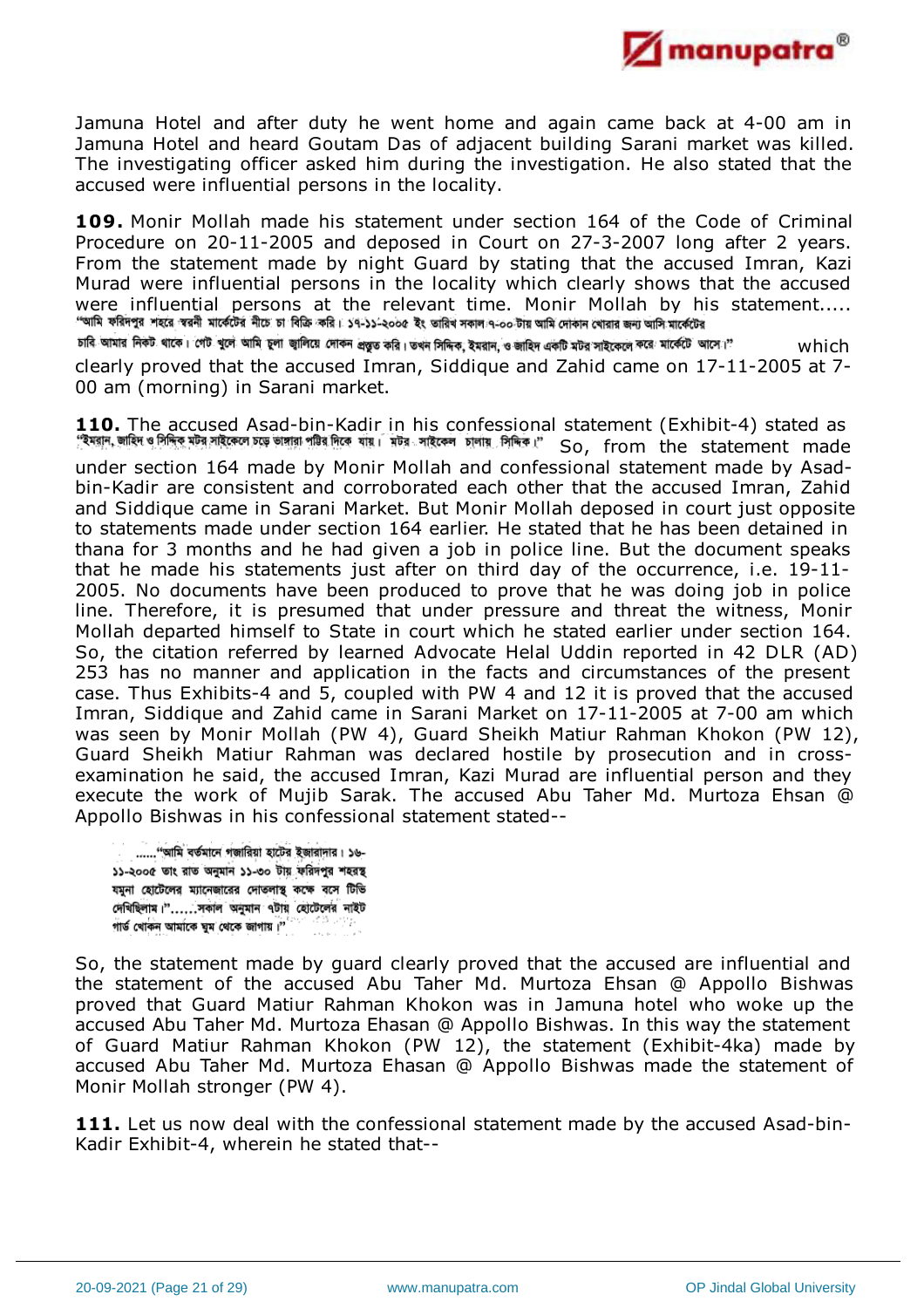Jamuna Hotel and after duty he went home and again came back at 4-00 am in Jamuna Hotel and heard Goutam Das of adjacent building Sarani market was killed. The investigating officer asked him during the investigation. He also stated that the accused were influential persons in the locality.

**109.** Monir Mollah made his statement under section 164 of the Code of Criminal Procedure on 20-11-2005 and deposed in Court on 27-3-2007 long after 2 years. From the statement made by night Guard by stating that the accused Imran, Kazi Murad were influential persons in the locality which clearly shows that the accused were influential persons at the relevant time. Monir Mollah by his statement..... "আমি ফরিদপুর শহরে স্বরনী মার্কেটের নীচে চা বিক্রি করি। ১৭-১১-২০০৫ ইং তারিখ সকাল ৭-০০ টায় আমি দোকান খোরার জন্য আসি মার্কেটের চাবি আমার নিকট থাকে। গেট খুলে আমি চুলা জ্বালিয়ে দোকান প্রস্তুত করি। তখন সিদ্দিক, ইমরান, ও জাহিদ একটি মটর সাইকেলে করে মার্কেটে আসে।" which clearly proved that the accused Imran, Siddique and Zahid came on 17-11-2005 at 7-00 am (morning) in Sarani market.

**110.** The accused Asad-bin-Kadir in his confessional statement (Exhibit-4) stated as "ইমরান, জাহিদ ও সিদ্দিক মটর সাইকেলে চড়ে ভাঙ্গারা পট্টির দিকে যায়। মটর সাইকেল চালায় সিদ্দিক।" So, from the statement made under section 164 made by Monir Mollah and confessional statement made by Asad-bin-Kadir are consistent and corroborated each other that the accused Imran, Zahid and Siddique came in Sarani Market. But Monir Mollah deposed in court just opposite to statements made under section 164 earlier. He stated that he has been detained in thana for 3 months and he had given a job in police line. But the document speaks that he made his statements just after on third day of the occurrence, i.e. 19-11-2005. No documents have been produced to prove that he was doing job in police line. Therefore, it is presumed that under pressure and threat the witness, Monir Mollah departed himself to State in court which he stated earlier under section 164. So, the citation referred by learned Advocate Helal Uddin reported in 42 DLR (AD) 253 has no manner and application in the facts and circumstances of the present case. Thus Exhibits-4 and 5, coupled with PW 4 and 12 it is proved that the accused Imran, Siddique and Zahid came in Sarani Market on 17-11-2005 at 7-00 am which was seen by Monir Mollah (PW 4), Guard Sheikh Matiur Rahman Khokon (PW 12), Guard Sheikh Matiur Rahman was declared hostile by prosecution and in cross-examination he said, the accused Imran, Kazi Murad are influential person and they execute the work of Mujib Sarak. The accused Abu Taher Md. Murtoza Ehsan @ Appollo Bishwas in his confessional statement stated--

> ......"আমি বর্তমানে গজারিয়া হাটের ইজারাদার। ১৬-১১-২০০৫ তাং রাত অনুমান ১১-৩০ টায় ফরিদপুর শহরস্থ যমুনা হোটেলের ম্যানেজারের দোতলাস্থ কক্ষে বসে টিভি দেখিছিলাম।"......সকাল অনুমান ৭টায় হোটেলের নাইট গার্ড খোকন আমাকে ঘুম থেকে জাগায়।"

So, the statement made by guard clearly proved that the accused are influential and the statement of the accused Abu Taher Md. Murtoza Ehsan @ Appollo Bishwas proved that Guard Matiur Rahman Khokon was in Jamuna hotel who woke up the accused Abu Taher Md. Murtoza Ehasan @ Appollo Bishwas. In this way the statement of Guard Matiur Rahman Khokon (PW 12), the statement (Exhibit-4ka) made by accused Abu Taher Md. Murtoza Ehasan @ Appollo Bishwas made the statement of Monir Mollah stronger (PW 4).

**111.** Let us now deal with the confessional statement made by the accused Asad-bin-Kadir Exhibit-4, wherein he stated that--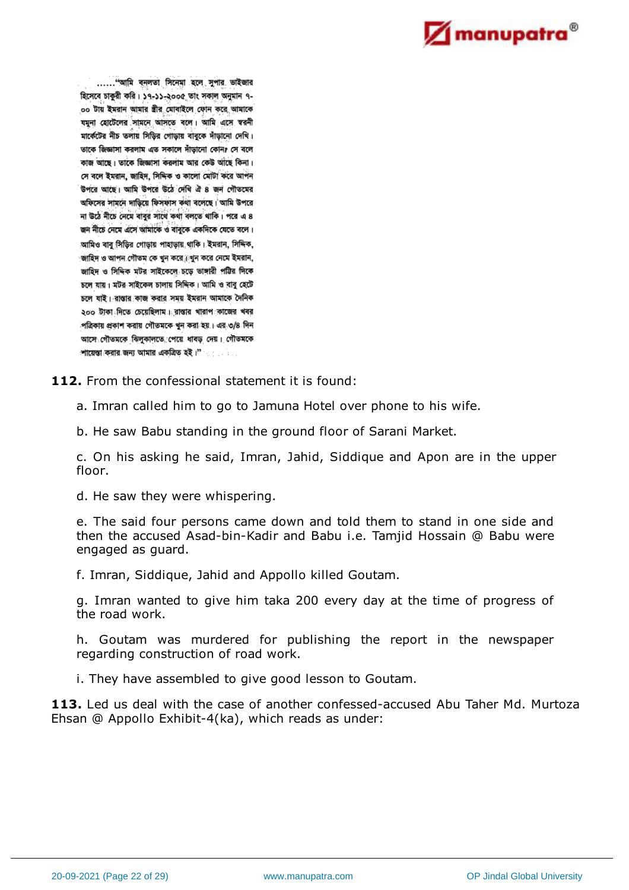......"আমি বনলতা সিনেমা হলে সুপার ভাইজার হিসেবে চাকুরী করি। ১৭-১১-২০০৫ তাং সকাল অনুমান ৭-০০ টায় ইমরান আমার স্ত্রীর মোবাইলে ফোন করে আমাকে যমুনা হোটেলের সামনে আসতে বলে। আমি এসে স্বরনী মার্কেটের নীচ তলায় সিড়ির গোড়ায় বাবুকে দাঁড়ানো দেখি। তাকে জিজ্ঞাসা করলাম এত সকালে দাঁড়ানো কোন? সে বলে কাজ আছে। তাকে জিজ্ঞাসা করলাম আর কেউ আছে কিনা। সে বলে ইমরান, জাহিদ, সিদ্দিক ও কালো মোটা করে আপন উপরে আছে। আমি উপরে উঠে দেখি ঐ ৪ জন গৌতমের অফিসের সামনে দাড়িয়ে ফিসফাস কথা বলেছে। আমি উপরে না উঠে নীচে নেমে বাবুর সাথে কথা বলতে থাকি। পরে এ ৪ জন নীচে নেমে এসে আমাকে ও বাবুকে একদিকে যেতে বলে। আমিও বাবু সিড়ির গোড়ায় পাহাড়ায় থাকি। ইমরান, সিদ্দিক, জাহিদ ও আপন গৌতম কে খুন করে। খুন করে নেমে ইমরান, জাহিদ ও সিদ্দিক মটর সাইকেলে চড়ে ভাঙ্গারী পট্টির দিকে চলে যায়। মটর সাইকেল চালায় সিদ্দিক। আমি ও বাবু হেটে চলে যাই। রাস্তার কাজ করার সময় ইমরান আমাকে দৈনিক ২০০ টাকা দিতে চেয়েছিলাম। রাস্তার খারাপ কাজের খবর পত্রিকায় প্রকাশ করায় গৌতমকে খুন করা হয়। এর ৩/৪ দিন আসে গৌতমকে ঝিলুকালতে পেয়ে ধাবড় দেয়। গৌতমকে শায়েস্তা করার জন্য আমার একত্রিত হই।"

**112.** From the confessional statement it is found:

a. Imran called him to go to Jamuna Hotel over phone to his wife.

b. He saw Babu standing in the ground floor of Sarani Market.

c. On his asking he said, Imran, Jahid, Siddique and Apon are in the upper floor.

d. He saw they were whispering.

e. The said four persons came down and told them to stand in one side and then the accused Asad-bin-Kadir and Babu i.e. Tamjid Hossain @ Babu were engaged as guard.

f. Imran, Siddique, Jahid and Appollo killed Goutam.

g. Imran wanted to give him taka 200 every day at the time of progress of the road work.

h. Goutam was murdered for publishing the report in the newspaper regarding construction of road work.

i. They have assembled to give good lesson to Goutam.

**113.** Led us deal with the case of another confessed-accused Abu Taher Md. Murtoza Ehsan @ Appollo Exhibit-4(ka), which reads as under: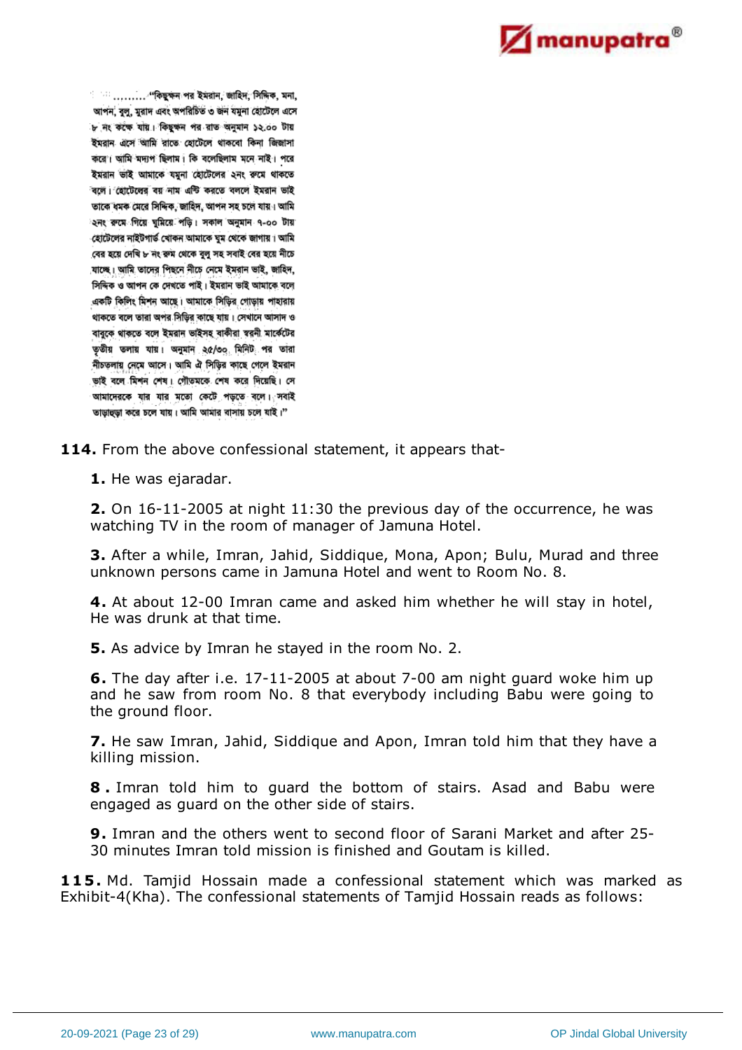........"কিছুক্ষন পর ইমরান, জাহিদ, সিদ্দিক, মনা, আপন, বুলু, মুরাদ এবং অপরিচিত ৩ জন যমুনা হোটেলে এসে ৮ নং কক্ষে যায়। কিছুক্ষন পর রাত অনুমান ১২.০০ টায় ইমরান এসে আমি রাতে হোটেলে থাকবো কিনা জিজ্ঞাসা করে। আমি মদ্যপ ছিলাম। কি বলেছিলাম মনে নাই। পরে ইমরান ভাই আমাকে যমুনা হোটেলের ২নং রুমে থাকতে বলে। হোটেলের বয় নাম এন্টি করতে বললে ইমরান ভাই তাকে ধমক মেরে সিদ্দিক, জাহিদ, আপন সহ চলে যায়। আমি ২নং রুমে গিয়ে ঘুমিয়ে পড়ি। সকাল অনুমান ৭-০০ টায় হোটেলের নাইটগার্ড খোকন আমাকে ঘুম থেকে জাগায়। আমি বের হয়ে দেখি ৮ নং রুম থেকে বুলু সহ সবাই বের হয়ে নীচে যাচ্ছে। আমি তাদের পিছনে নীচে নেমে ইমরান ভাই, জাহিদ, সিদ্দিক ও আপন কে দেখতে পাই। ইমরান ভাই আমাকে বলে একটি কিলিং মিশন আছে। আমাকে সিড়ির গোড়ায় পাহারায় থাকতে বলে তারা অপর সিড়ির কাছে যায়। সেখানে আসাদ ও বাবুকে থাকতে বলে ইমরান ভাইসহ বাকীরা স্বরনী মার্কেটের তৃতীয় তলায় যায়। অনুমান ২৫/৩০ মিনিট পর তারা নীচতলায় নেমে আসে। আমি ঐ সিড়ির কাছে গেলে ইমরান ভাই বলে মিশন শেষ। গৌতমকে শেষ করে দিয়েছি। সে আমাদেরকে যার যার মতো কেটে পড়তে বলে। সবাই তাড়াহুড়া করে চলে যায়। আমি আমার বাসায় চলে যাই।"

**114.** From the above confessional statement, it appears that-

**1.** He was ejaradar.

**2.** On 16-11-2005 at night 11:30 the previous day of the occurrence, he was watching TV in the room of manager of Jamuna Hotel.

**3.** After a while, Imran, Jahid, Siddique, Mona, Apon; Bulu, Murad and three unknown persons came in Jamuna Hotel and went to Room No. 8.

**4.** At about 12-00 Imran came and asked him whether he will stay in hotel, He was drunk at that time.

**5.** As advice by Imran he stayed in the room No. 2.

**6.** The day after i.e. 17-11-2005 at about 7-00 am night guard woke him up and he saw from room No. 8 that everybody including Babu were going to the ground floor.

**7.** He saw Imran, Jahid, Siddique and Apon, Imran told him that they have a killing mission.

**8 .** Imran told him to guard the bottom of stairs. Asad and Babu were engaged as guard on the other side of stairs.

**9.** Imran and the others went to second floor of Sarani Market and after 25-30 minutes Imran told mission is finished and Goutam is killed.

**115.** Md. Tamjid Hossain made a confessional statement which was marked as Exhibit-4(Kha). The confessional statements of Tamjid Hossain reads as follows: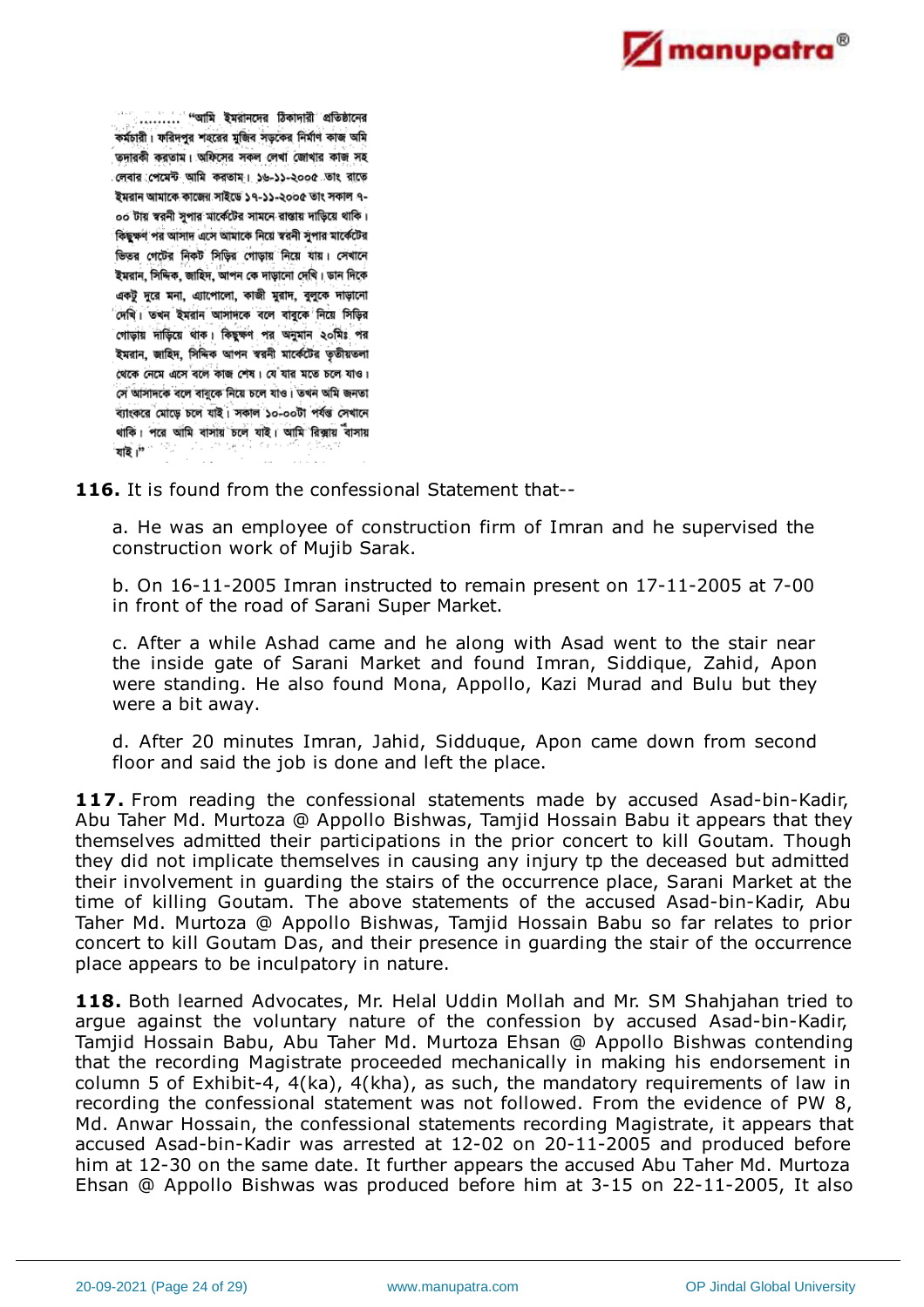......... "আমি ইমরানদের ঠিকাদারী প্রতিষ্ঠানের কর্মচারী। ফরিদপুর শহরের মুজিব সড়কের নির্মাণ কাজ আমি তদারকী করতাম। অফিসের সকল লেখা জোখার কাজ সহ লেবার পেমেন্ট আমি করতাম। ১৬-১১-২০০৫ তাং রাতে ইমরান আমাকে কাজের সাইডে ১৭-১১-২০০৫ তাং সকাল ৭-০০ টায় স্বরনী সুপার মার্কেটের সামনে রাস্তায় দাড়িয়ে থাকি। কিছুক্ষণ পর আসাদ এসে আমাকে নিয়ে স্বরনী সুপার মার্কেটের ভিতর গেটের নিকট সিড়ির গোড়ায় নিয়ে যায়। সেখানে ইমরান, সিদ্দিক, জাহিদ, আপন কে দাড়ানো দেখি। ডান দিকে একটু দূরে মনা, এ্যাপোলো, কাজী মুরাদ, বুলুকে দাড়ানো দেখি। তখন ইমরান আসাদকে বলে বাবুকে নিয়ে সিড়ির গোড়ায় দাড়িয়ে থাক। কিছুক্ষণ পর অনুমান ২০মিঃ পর ইমরান, জাহিদ, সিদ্দিক আপন স্বরনী মার্কেটের তৃতীয়তলা থেকে নেমে এসে বলে কাজ শেষ। যে যার মতে চলে যাও। সে আসাদকে বলে বাবুকে নিয়ে চলে যাও। তখন আমি জনতা ব্যাংকের মোড়ে চলে যাই। সকাল ১০-০০টা পর্যন্ত সেখানে থাকি। পরে আমি বাসায় চলে যাই। আমি রিক্সায় বাসায় যাই।"

**116.** It is found from the confessional Statement that--

a. He was an employee of construction firm of Imran and he supervised the construction work of Mujib Sarak.

b. On 16-11-2005 Imran instructed to remain present on 17-11-2005 at 7-00 in front of the road of Sarani Super Market.

c. After a while Ashad came and he along with Asad went to the stair near the inside gate of Sarani Market and found Imran, Siddique, Zahid, Apon were standing. He also found Mona, Appollo, Kazi Murad and Bulu but they were a bit away.

d. After 20 minutes Imran, Jahid, Sidduque, Apon came down from second floor and said the job is done and left the place.

**117.** From reading the confessional statements made by accused Asad-bin-Kadir, Abu Taher Md. Murtoza @ Appollo Bishwas, Tamjid Hossain Babu it appears that they themselves admitted their participations in the prior concert to kill Goutam. Though they did not implicate themselves in causing any injury tp the deceased but admitted their involvement in guarding the stairs of the occurrence place, Sarani Market at the time of killing Goutam. The above statements of the accused Asad-bin-Kadir, Abu Taher Md. Murtoza @ Appollo Bishwas, Tamjid Hossain Babu so far relates to prior concert to kill Goutam Das, and their presence in guarding the stair of the occurrence place appears to be inculpatory in nature.

**118.** Both learned Advocates, Mr. Helal Uddin Mollah and Mr. SM Shahjahan tried to argue against the voluntary nature of the confession by accused Asad-bin-Kadir, Tamjid Hossain Babu, Abu Taher Md. Murtoza Ehsan @ Appollo Bishwas contending that the recording Magistrate proceeded mechanically in making his endorsement in column 5 of Exhibit-4, 4(ka), 4(kha), as such, the mandatory requirements of law in recording the confessional statement was not followed. From the evidence of PW 8, Md. Anwar Hossain, the confessional statements recording Magistrate, it appears that accused Asad-bin-Kadir was arrested at 12-02 on 20-11-2005 and produced before him at 12-30 on the same date. It further appears the accused Abu Taher Md. Murtoza Ehsan @ Appollo Bishwas was produced before him at 3-15 on 22-11-2005, It also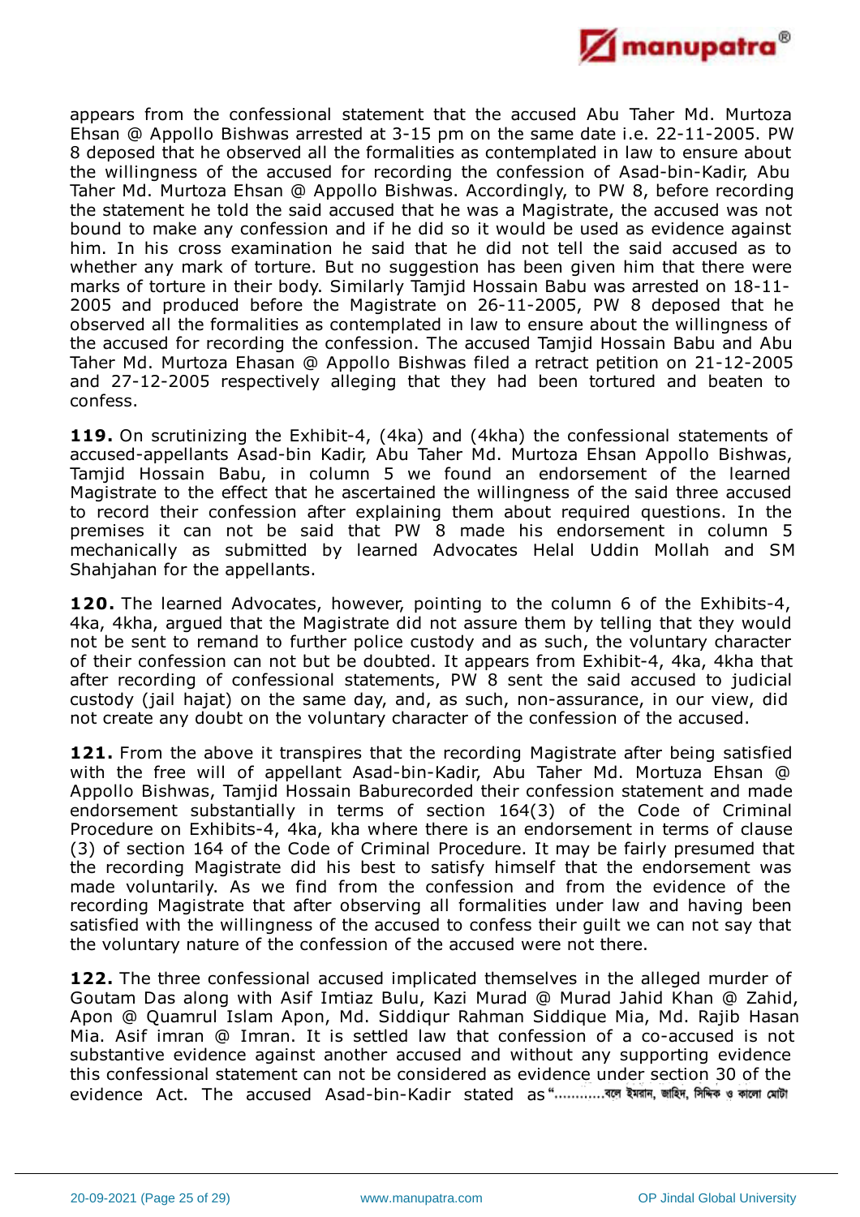appears from the confessional statement that the accused Abu Taher Md. Murtoza Ehsan @ Appollo Bishwas arrested at 3-15 pm on the same date i.e. 22-11-2005. PW 8 deposed that he observed all the formalities as contemplated in law to ensure about the willingness of the accused for recording the confession of Asad-bin-Kadir, Abu Taher Md. Murtoza Ehsan @ Appollo Bishwas. Accordingly, to PW 8, before recording the statement he told the said accused that he was a Magistrate, the accused was not bound to make any confession and if he did so it would be used as evidence against him. In his cross examination he said that he did not tell the said accused as to whether any mark of torture. But no suggestion has been given him that there were marks of torture in their body. Similarly Tamjid Hossain Babu was arrested on 18-11-2005 and produced before the Magistrate on 26-11-2005, PW 8 deposed that he observed all the formalities as contemplated in law to ensure about the willingness of the accused for recording the confession. The accused Tamjid Hossain Babu and Abu Taher Md. Murtoza Ehasan @ Appollo Bishwas filed a retract petition on 21-12-2005 and 27-12-2005 respectively alleging that they had been tortured and beaten to confess.

**119.** On scrutinizing the Exhibit-4, (4ka) and (4kha) the confessional statements of accused-appellants Asad-bin Kadir, Abu Taher Md. Murtoza Ehsan Appollo Bishwas, Tamjid Hossain Babu, in column 5 we found an endorsement of the learned Magistrate to the effect that he ascertained the willingness of the said three accused to record their confession after explaining them about required questions. In the premises it can not be said that PW 8 made his endorsement in column 5 mechanically as submitted by learned Advocates Helal Uddin Mollah and SM Shahjahan for the appellants.

**120.** The learned Advocates, however, pointing to the column 6 of the Exhibits-4, 4ka, 4kha, argued that the Magistrate did not assure them by telling that they would not be sent to remand to further police custody and as such, the voluntary character of their confession can not but be doubted. It appears from Exhibit-4, 4ka, 4kha that after recording of confessional statements, PW 8 sent the said accused to judicial custody (jail hajat) on the same day, and, as such, non-assurance, in our view, did not create any doubt on the voluntary character of the confession of the accused.

**121.** From the above it transpires that the recording Magistrate after being satisfied with the free will of appellant Asad-bin-Kadir, Abu Taher Md. Mortuza Ehsan @ Appollo Bishwas, Tamjid Hossain Baburecorded their confession statement and made endorsement substantially in terms of section 164(3) of the Code of Criminal Procedure on Exhibits-4, 4ka, kha where there is an endorsement in terms of clause (3) of section 164 of the Code of Criminal Procedure. It may be fairly presumed that the recording Magistrate did his best to satisfy himself that the endorsement was made voluntarily. As we find from the confession and from the evidence of the recording Magistrate that after observing all formalities under law and having been satisfied with the willingness of the accused to confess their guilt we can not say that the voluntary nature of the confession of the accused were not there.

**122.** The three confessional accused implicated themselves in the alleged murder of Goutam Das along with Asif Imtiaz Bulu, Kazi Murad @ Murad Jahid Khan @ Zahid, Apon @ Quamrul Islam Apon, Md. Siddiqur Rahman Siddique Mia, Md. Rajib Hasan Mia. Asif imran @ Imran. It is settled law that confession of a co-accused is not substantive evidence against another accused and without any supporting evidence this confessional statement can not be considered as evidence under section 30 of the evidence Act. The accused Asad-bin-Kadir stated as "............বলে ইমরান, জাহিদ, সিদ্দিক ও কালো মোটা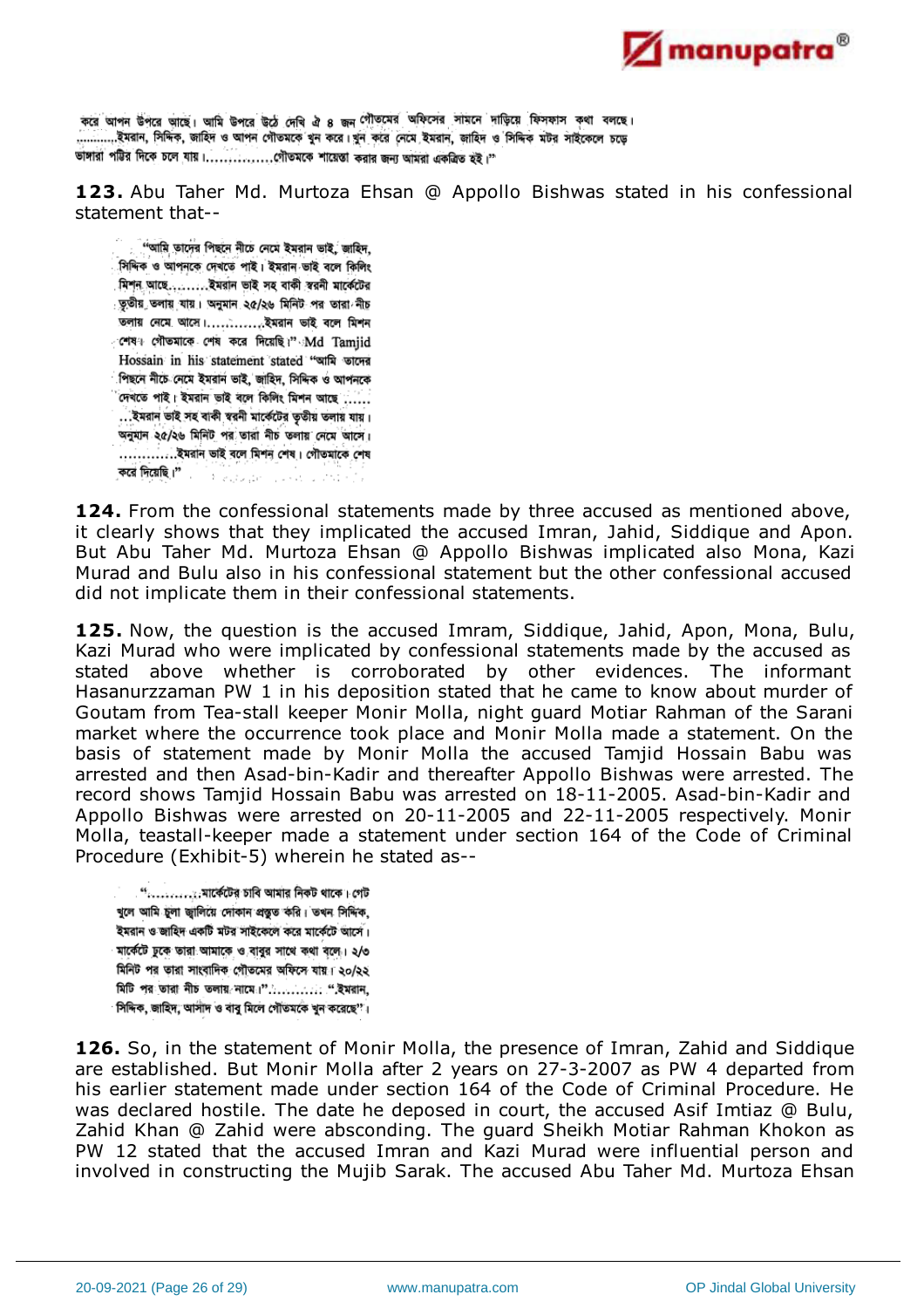করে আপন উপরে আছে। আমি উপরে উঠে দেখি ঐ ৪ জন গৌতমের অফিসের সামনে দাড়িয়ে ফিসফাস কথা বলছে। ...........ইমরান, সিদ্দিক, জাহিদ ও আপন গৌতমকে খুন করে। খুন করে নেমে ইমরান, জাহিদ ও সিদ্দিক মটর সাইকেলে চড়ে ভাঙ্গারা পট্টির দিকে চলে যায়।...............গৌতমকে শায়েস্তা করার জন্য আমরা একত্রিত হই।"

**123.** Abu Taher Md. Murtoza Ehsan @ Appollo Bishwas stated in his confessional statement that--

> "আমি তাদের পিছনে নীচে নেমে ইমরান ভাই, জাহিদ, সিদ্দিক ও আপনকে দেখতে পাই। ইমরান ভাই বলে কিলিং মিশন আছে.........ইমরান ভাই সহ বাকী স্বরনী মার্কেটের তৃতীয় তলায় যায়। অনুমান ২৫/২৬ মিনিট পর তারা নীচ তলায় নেমে আসে।.............ইমরান ভাই বলে মিশন শেষ। গৌতমাকে শেষ করে দিয়েছি।" Md Tamjid Hossain in his statement stated "আমি তাদের পিছনে নীচে নেমে ইমরান ভাই, জাহিদ, সিদ্দিক ও আপনকে দেখতে পাই। ইমরান ভাই বলে কিলিং মিশন আছে ......ইমরান ভাই সহ বাকী স্বরনী মার্কেটের তৃতীয় তলায় যায়। অনুমান ২৫/২৬ মিনিট পর তারা নীচ তলায় নেমে আসে। ............ইমরান ভাই বলে মিশন শেষ। গৌতমাকে শেষ করে দিয়েছি।"

**124.** From the confessional statements made by three accused as mentioned above, it clearly shows that they implicated the accused Imran, Jahid, Siddique and Apon. But Abu Taher Md. Murtoza Ehsan @ Appollo Bishwas implicated also Mona, Kazi Murad and Bulu also in his confessional statement but the other confessional accused did not implicate them in their confessional statements.

**125.** Now, the question is the accused Imram, Siddique, Jahid, Apon, Mona, Bulu, Kazi Murad who were implicated by confessional statements made by the accused as stated above whether is corroborated by other evidences. The informant Hasanurzzaman PW 1 in his deposition stated that he came to know about murder of Goutam from Tea-stall keeper Monir Molla, night guard Motiar Rahman of the Sarani market where the occurrence took place and Monir Molla made a statement. On the basis of statement made by Monir Molla the accused Tamjid Hossain Babu was arrested and then Asad-bin-Kadir and thereafter Appollo Bishwas were arrested. The record shows Tamjid Hossain Babu was arrested on 18-11-2005. Asad-bin-Kadir and Appollo Bishwas were arrested on 20-11-2005 and 22-11-2005 respectively. Monir Molla, teastall-keeper made a statement under section 164 of the Code of Criminal Procedure (Exhibit-5) wherein he stated as--

> "...........মার্কেটের চাবি আমার নিকট থাকে। গেট খুলে আমি চুলা জ্বালিয়ে দোকান প্রস্তুত করি। তখন সিদ্দিক, ইমরান ও জাহিদ একটি মটর সাইকেলে করে মার্কেটে আসে। মার্কেটে ঢুকে তারা আমাকে ও বাবুর সাথে কথা বলে। ২/৩ মিনিট পর তারা সাংবাদিক গৌতমের অফিসে যায়। ২০/২২ মিটি পর তারা নীচ তলায় নামে।"............ "ইমরান, সিদ্দিক, জাহিদ, আসাদ ও বাবু মিলে গৌতমকে খুন করেছে"।

**126.** So, in the statement of Monir Molla, the presence of Imran, Zahid and Siddique are established. But Monir Molla after 2 years on 27-3-2007 as PW 4 departed from his earlier statement made under section 164 of the Code of Criminal Procedure. He was declared hostile. The date he deposed in court, the accused Asif Imtiaz @ Bulu, Zahid Khan @ Zahid were absconding. The guard Sheikh Motiar Rahman Khokon as PW 12 stated that the accused Imran and Kazi Murad were influential person and involved in constructing the Mujib Sarak. The accused Abu Taher Md. Murtoza Ehsan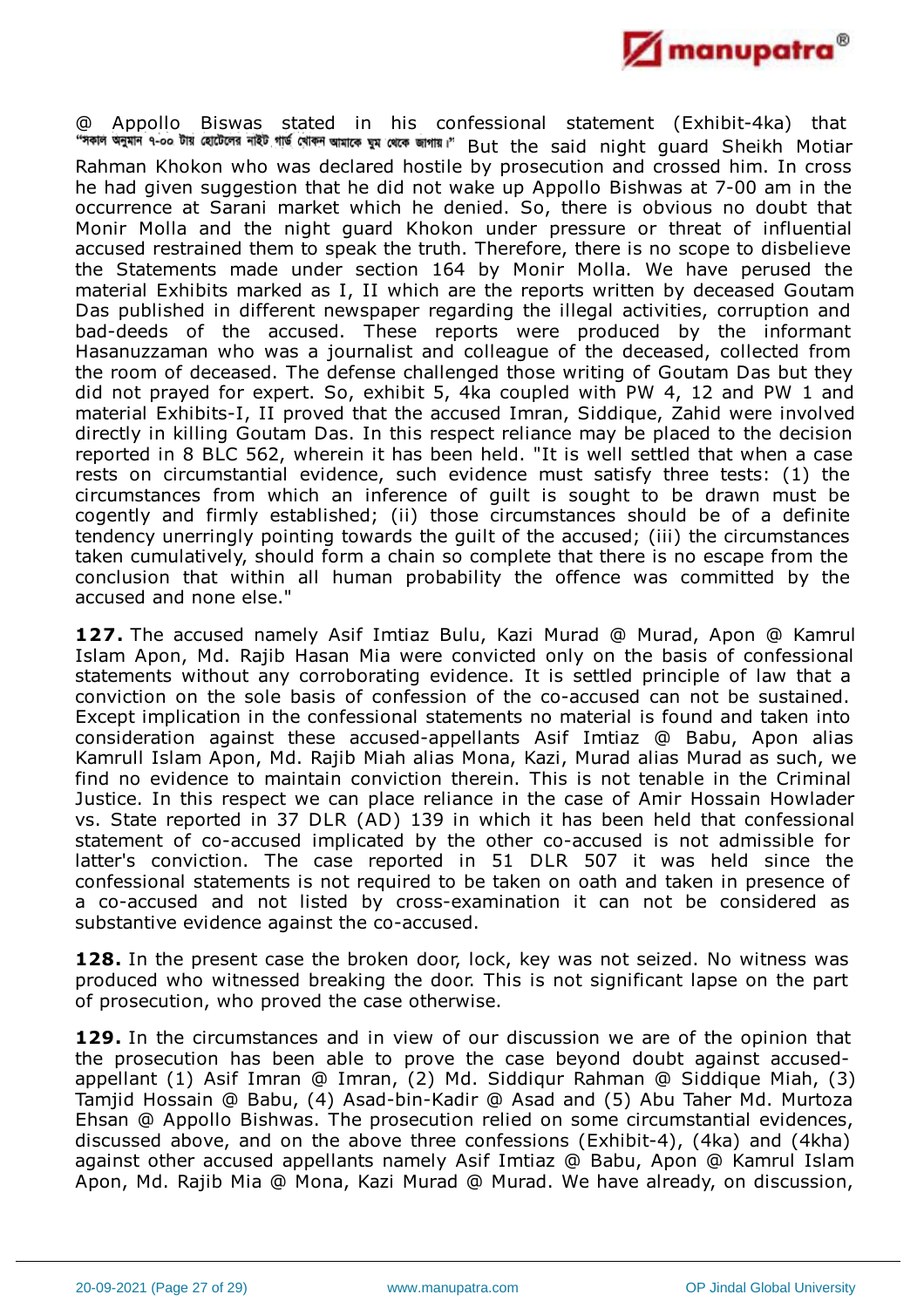@ Appollo Biswas stated in his confessional statement (Exhibit-4ka) that "সকাল অনুমান ৭-০০ টায় হোটেলের নাইট গার্ড খোকন আমাকে ঘুম থেকে জাগায়।" But the said night guard Sheikh Motiar Rahman Khokon who was declared hostile by prosecution and crossed him. In cross he had given suggestion that he did not wake up Appollo Bishwas at 7-00 am in the occurrence at Sarani market which he denied. So, there is obvious no doubt that Monir Molla and the night guard Khokon under pressure or threat of influential accused restrained them to speak the truth. Therefore, there is no scope to disbelieve the Statements made under section 164 by Monir Molla. We have perused the material Exhibits marked as I, II which are the reports written by deceased Goutam Das published in different newspaper regarding the illegal activities, corruption and bad-deeds of the accused. These reports were produced by the informant Hasanuzzaman who was a journalist and colleague of the deceased, collected from the room of deceased. The defense challenged those writing of Goutam Das but they did not prayed for expert. So, exhibit 5, 4ka coupled with PW 4, 12 and PW 1 and material Exhibits-I, II proved that the accused Imran, Siddique, Zahid were involved directly in killing Goutam Das. In this respect reliance may be placed to the decision reported in 8 BLC 562, wherein it has been held. "It is well settled that when a case rests on circumstantial evidence, such evidence must satisfy three tests: (1) the circumstances from which an inference of guilt is sought to be drawn must be cogently and firmly established; (ii) those circumstances should be of a definite tendency unerringly pointing towards the guilt of the accused; (iii) the circumstances taken cumulatively, should form a chain so complete that there is no escape from the conclusion that within all human probability the offence was committed by the accused and none else."

**127.** The accused namely Asif Imtiaz Bulu, Kazi Murad @ Murad, Apon @ Kamrul Islam Apon, Md. Rajib Hasan Mia were convicted only on the basis of confessional statements without any corroborating evidence. It is settled principle of law that a conviction on the sole basis of confession of the co-accused can not be sustained. Except implication in the confessional statements no material is found and taken into consideration against these accused-appellants Asif Imtiaz @ Babu, Apon alias Kamrull Islam Apon, Md. Rajib Miah alias Mona, Kazi, Murad alias Murad as such, we find no evidence to maintain conviction therein. This is not tenable in the Criminal Justice. In this respect we can place reliance in the case of Amir Hossain Howlader vs. State reported in 37 DLR (AD) 139 in which it has been held that confessional statement of co-accused implicated by the other co-accused is not admissible for latter's conviction. The case reported in 51 DLR 507 it was held since the confessional statements is not required to be taken on oath and taken in presence of a co-accused and not listed by cross-examination it can not be considered as substantive evidence against the co-accused.

**128.** In the present case the broken door, lock, key was not seized. No witness was produced who witnessed breaking the door. This is not significant lapse on the part of prosecution, who proved the case otherwise.

**129.** In the circumstances and in view of our discussion we are of the opinion that the prosecution has been able to prove the case beyond doubt against accused-appellant (1) Asif Imran @ Imran, (2) Md. Siddiqur Rahman @ Siddique Miah, (3) Tamjid Hossain @ Babu, (4) Asad-bin-Kadir @ Asad and (5) Abu Taher Md. Murtoza Ehsan @ Appollo Bishwas. The prosecution relied on some circumstantial evidences, discussed above, and on the above three confessions (Exhibit-4), (4ka) and (4kha) against other accused appellants namely Asif Imtiaz @ Babu, Apon @ Kamrul Islam Apon, Md. Rajib Mia @ Mona, Kazi Murad @ Murad. We have already, on discussion,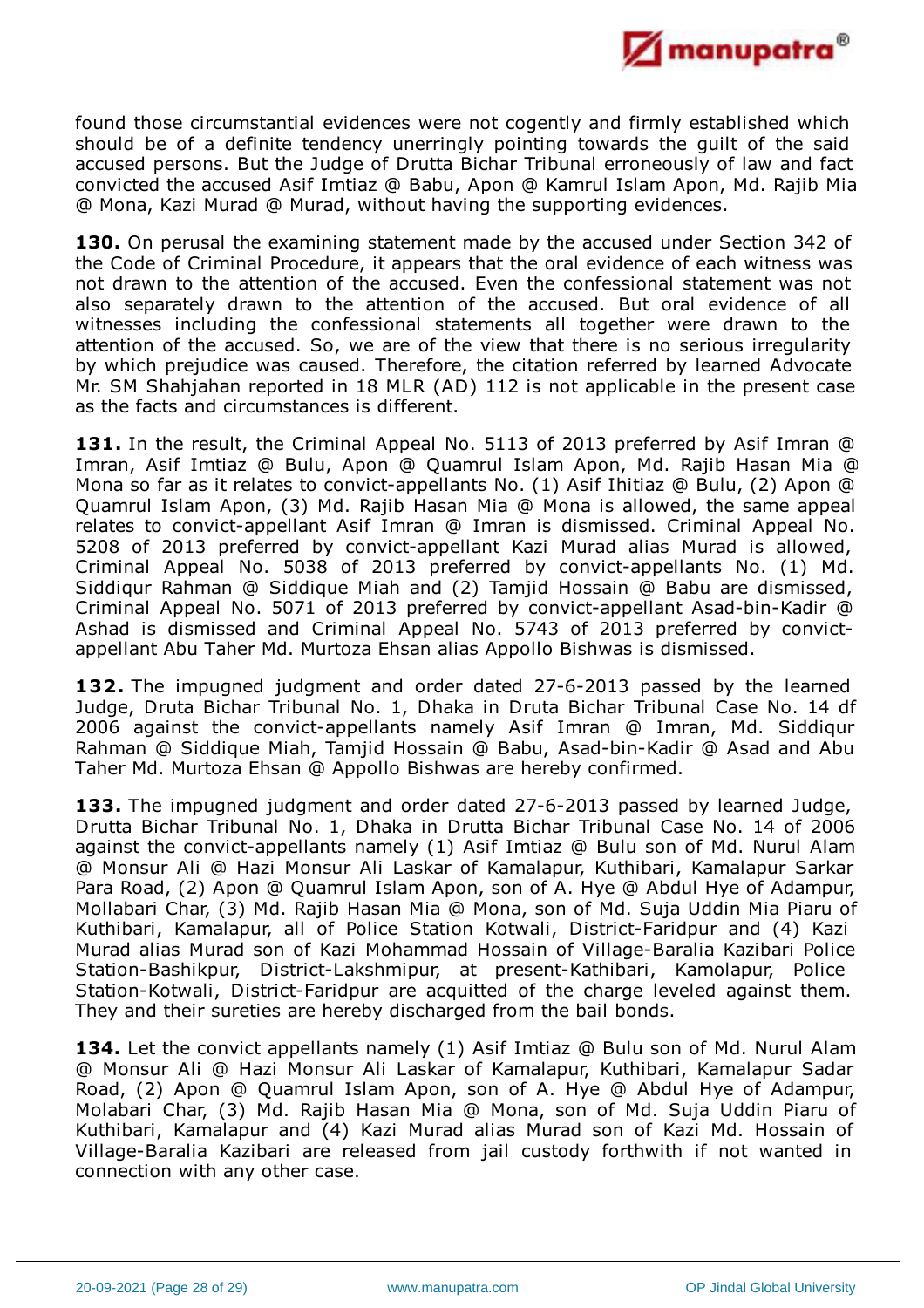found those circumstantial evidences were not cogently and firmly established which should be of a definite tendency unerringly pointing towards the guilt of the said accused persons. But the Judge of Drutta Bichar Tribunal erroneously of law and fact convicted the accused Asif Imtiaz @ Babu, Apon @ Kamrul Islam Apon, Md. Rajib Mia @ Mona, Kazi Murad @ Murad, without having the supporting evidences.

**130.** On perusal the examining statement made by the accused under Section 342 of the Code of Criminal Procedure, it appears that the oral evidence of each witness was not drawn to the attention of the accused. Even the confessional statement was not also separately drawn to the attention of the accused. But oral evidence of all witnesses including the confessional statements all together were drawn to the attention of the accused. So, we are of the view that there is no serious irregularity by which prejudice was caused. Therefore, the citation referred by learned Advocate Mr. SM Shahjahan reported in 18 MLR (AD) 112 is not applicable in the present case as the facts and circumstances is different.

**131.** In the result, the Criminal Appeal No. 5113 of 2013 preferred by Asif Imran @ Imran, Asif Imtiaz @ Bulu, Apon @ Quamrul Islam Apon, Md. Rajib Hasan Mia @ Mona so far as it relates to convict-appellants No. (1) Asif Ihitiaz @ Bulu, (2) Apon @ Quamrul Islam Apon, (3) Md. Rajib Hasan Mia @ Mona is allowed, the same appeal relates to convict-appellant Asif Imran @ Imran is dismissed. Criminal Appeal No. 5208 of 2013 preferred by convict-appellant Kazi Murad alias Murad is allowed, Criminal Appeal No. 5038 of 2013 preferred by convict-appellants No. (1) Md. Siddiqur Rahman @ Siddique Miah and (2) Tamjid Hossain @ Babu are dismissed, Criminal Appeal No. 5071 of 2013 preferred by convict-appellant Asad-bin-Kadir @ Ashad is dismissed and Criminal Appeal No. 5743 of 2013 preferred by convict-appellant Abu Taher Md. Murtoza Ehsan alias Appollo Bishwas is dismissed.

**132.** The impugned judgment and order dated 27-6-2013 passed by the learned Judge, Druta Bichar Tribunal No. 1, Dhaka in Druta Bichar Tribunal Case No. 14 df 2006 against the convict-appellants namely Asif Imran @ Imran, Md. Siddiqur Rahman @ Siddique Miah, Tamjid Hossain @ Babu, Asad-bin-Kadir @ Asad and Abu Taher Md. Murtoza Ehsan @ Appollo Bishwas are hereby confirmed.

**133.** The impugned judgment and order dated 27-6-2013 passed by learned Judge, Drutta Bichar Tribunal No. 1, Dhaka in Drutta Bichar Tribunal Case No. 14 of 2006 against the convict-appellants namely (1) Asif Imtiaz @ Bulu son of Md. Nurul Alam @ Monsur Ali @ Hazi Monsur Ali Laskar of Kamalapur, Kuthibari, Kamalapur Sarkar Para Road, (2) Apon @ Quamrul Islam Apon, son of A. Hye @ Abdul Hye of Adampur, Mollabari Char, (3) Md. Rajib Hasan Mia @ Mona, son of Md. Suja Uddin Mia Piaru of Kuthibari, Kamalapur, all of Police Station Kotwali, District-Faridpur and (4) Kazi Murad alias Murad son of Kazi Mohammad Hossain of Village-Baralia Kazibari Police Station-Bashikpur, District-Lakshmipur, at present-Kathibari, Kamolapur, Police Station-Kotwali, District-Faridpur are acquitted of the charge leveled against them. They and their sureties are hereby discharged from the bail bonds.

**134.** Let the convict appellants namely (1) Asif Imtiaz @ Bulu son of Md. Nurul Alam @ Monsur Ali @ Hazi Monsur Ali Laskar of Kamalapur, Kuthibari, Kamalapur Sadar Road, (2) Apon @ Quamrul Islam Apon, son of A. Hye @ Abdul Hye of Adampur, Molabari Char, (3) Md. Rajib Hasan Mia @ Mona, son of Md. Suja Uddin Piaru of Kuthibari, Kamalapur and (4) Kazi Murad alias Murad son of Kazi Md. Hossain of Village-Baralia Kazibari are released from jail custody forthwith if not wanted in connection with any other case.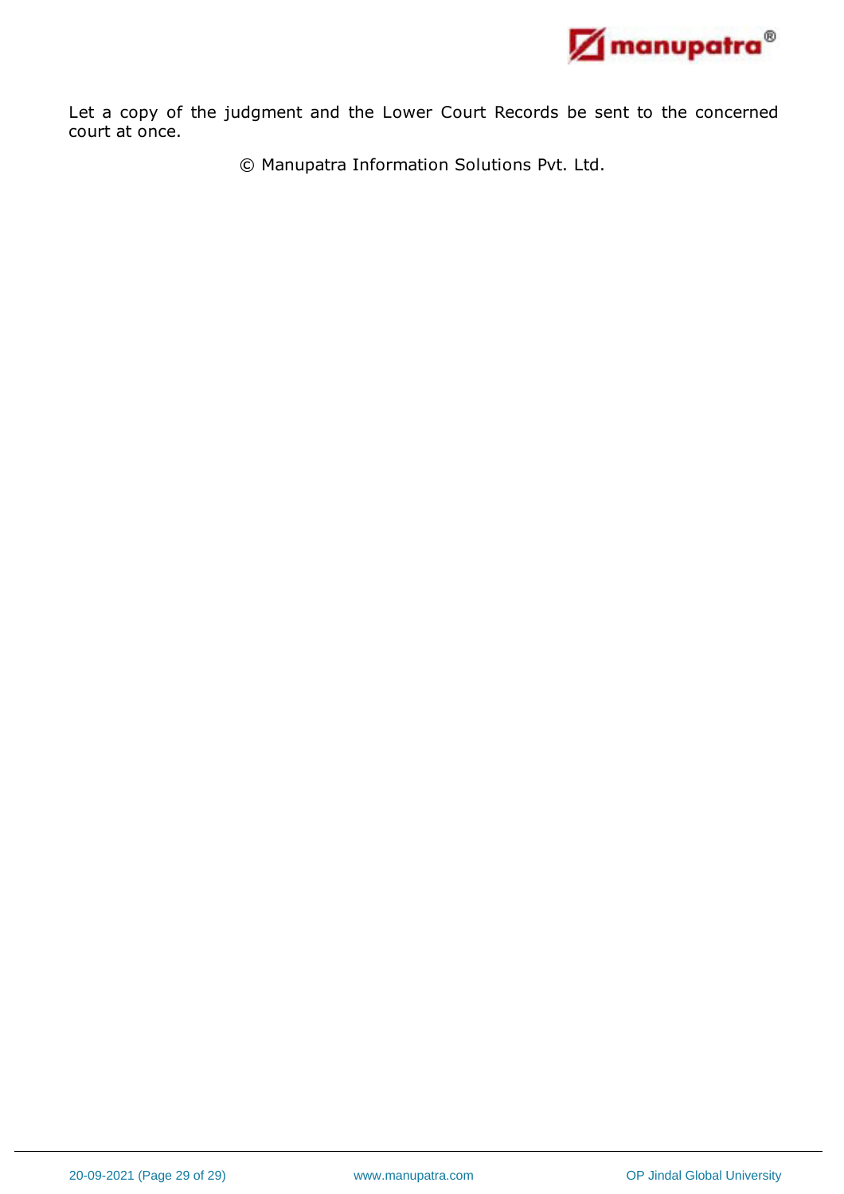Let a copy of the judgment and the Lower Court Records be sent to the concerned court at once.

© Manupatra Information Solutions Pvt. Ltd.